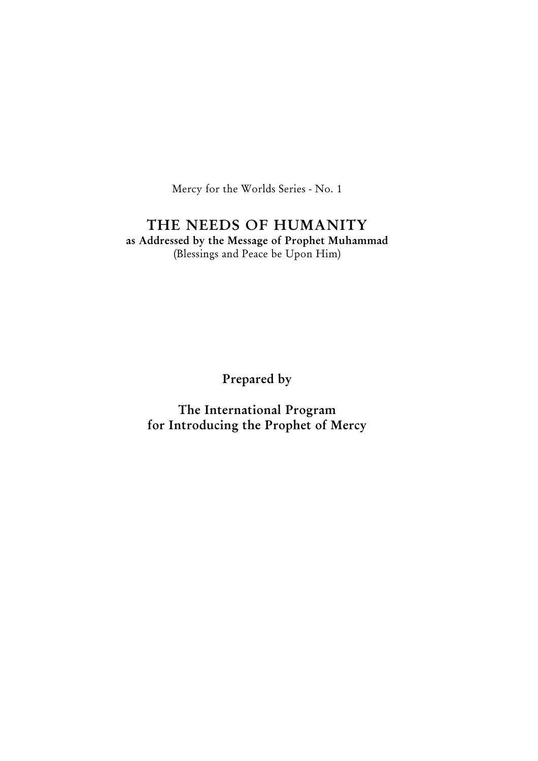Mercy for the Worlds Series - No. 1

# THE NEEDS OF HUMANITY

**as Addressed by the Message of Prophet Muhammad**

(Blessings and Peace be Upon Him)

**Prepared by**

**The International Program for Introducing the Prophet of Mercy**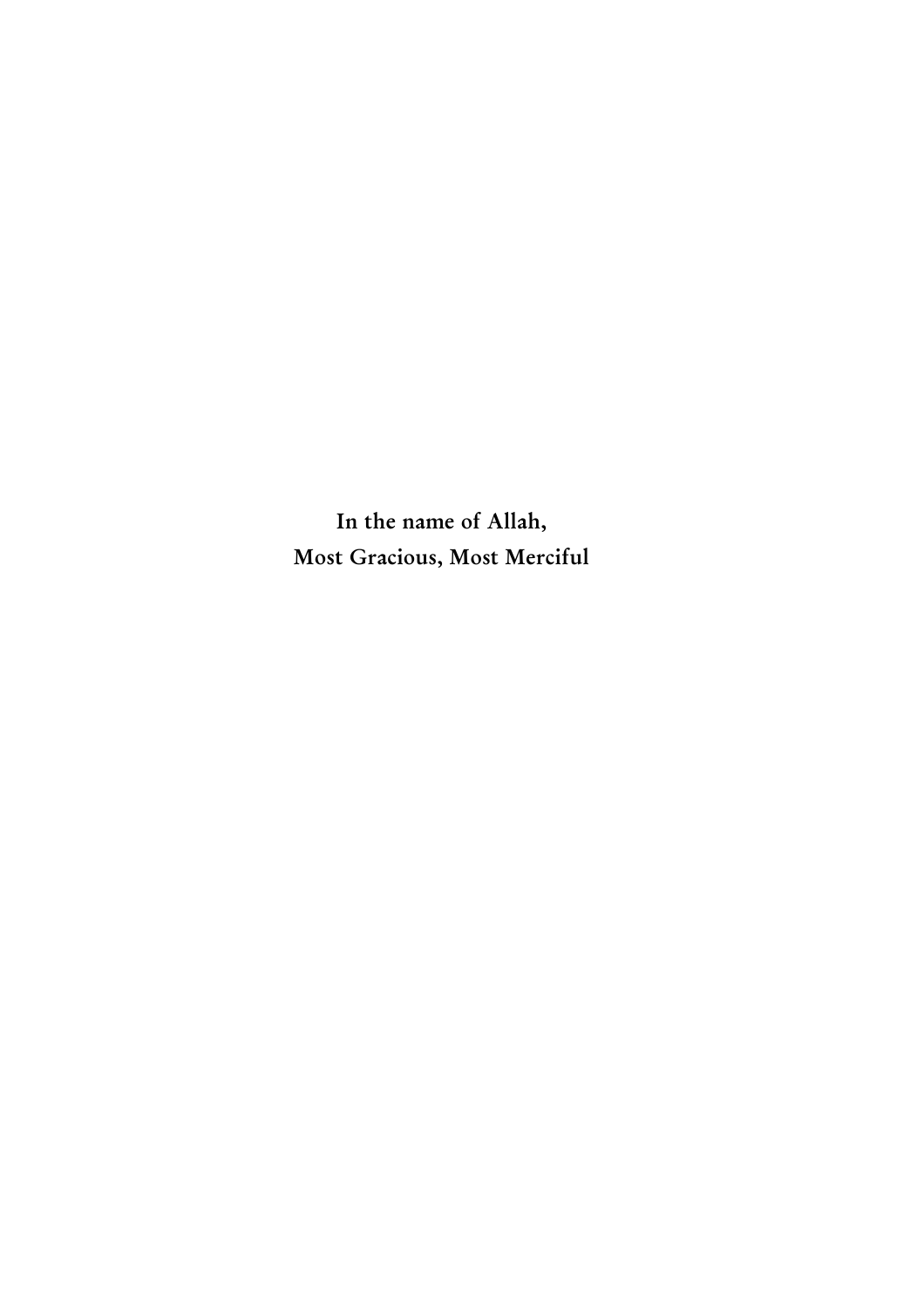**In the name of Allah,**
**Most Gracious, Most Merciful**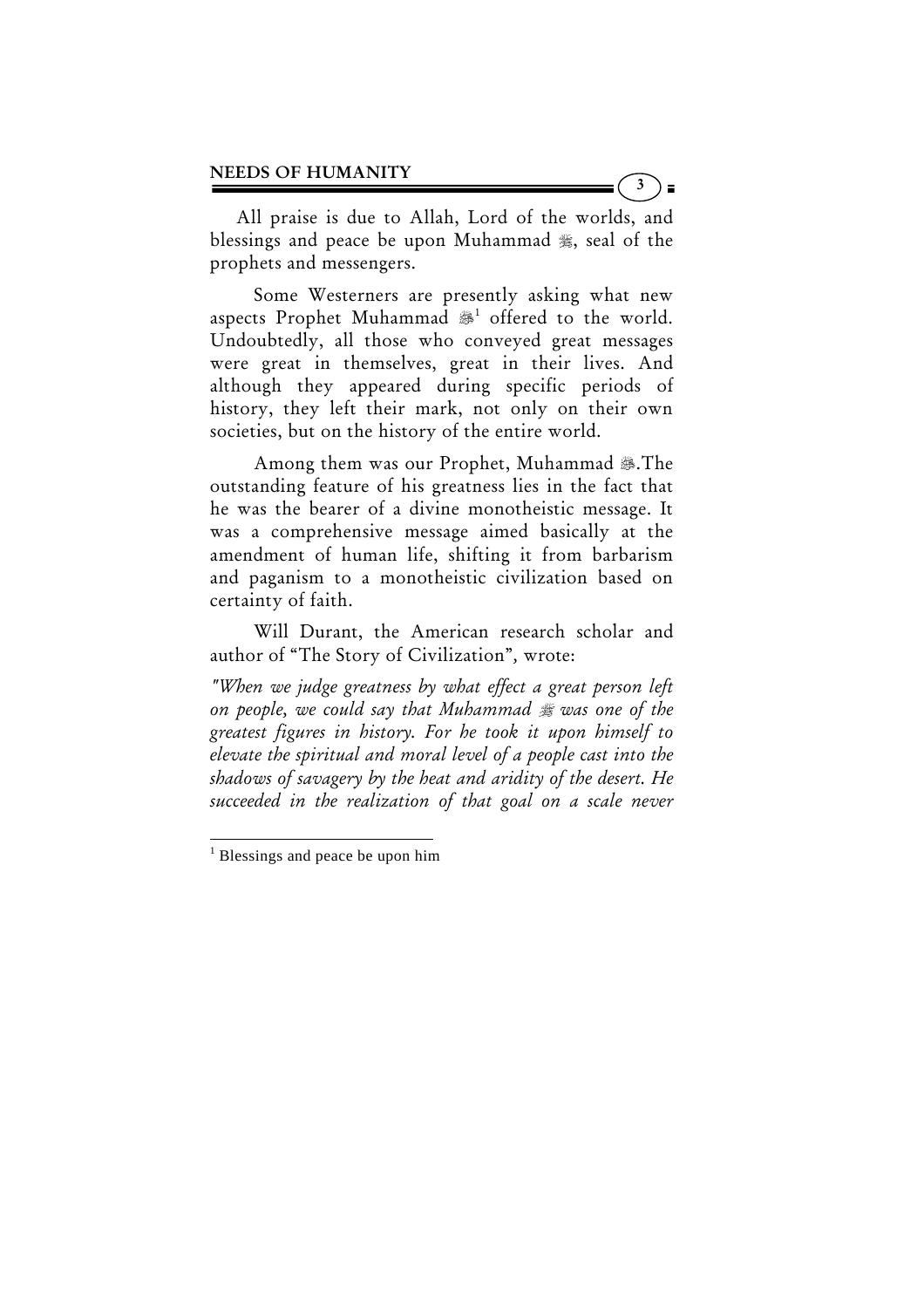All praise is due to Allah, Lord of the worlds, and blessings and peace be upon Muhammad ﷺ, seal of the prophets and messengers.

Some Westerners are presently asking what new aspects Prophet Muhammad ﷺ[1] offered to the world. Undoubtedly, all those who conveyed great messages were great in themselves, great in their lives. And although they appeared during specific periods of history, they left their mark, not only on their own societies, but on the history of the entire world.

Among them was our Prophet, Muhammad ﷺ.The outstanding feature of his greatness lies in the fact that he was the bearer of a divine monotheistic message. It was a comprehensive message aimed basically at the amendment of human life, shifting it from barbarism and paganism to a monotheistic civilization based on certainty of faith.

Will Durant, the American research scholar and author of "The Story of Civilization", wrote:

*"When we judge greatness by what effect a great person left on people, we could say that Muhammad ﷺ was one of the greatest figures in history. For he took it upon himself to elevate the spiritual and moral level of a people cast into the shadows of savagery by the heat and aridity of the desert. He succeeded in the realization of that goal on a scale never*

---

[1] Blessings and peace be upon him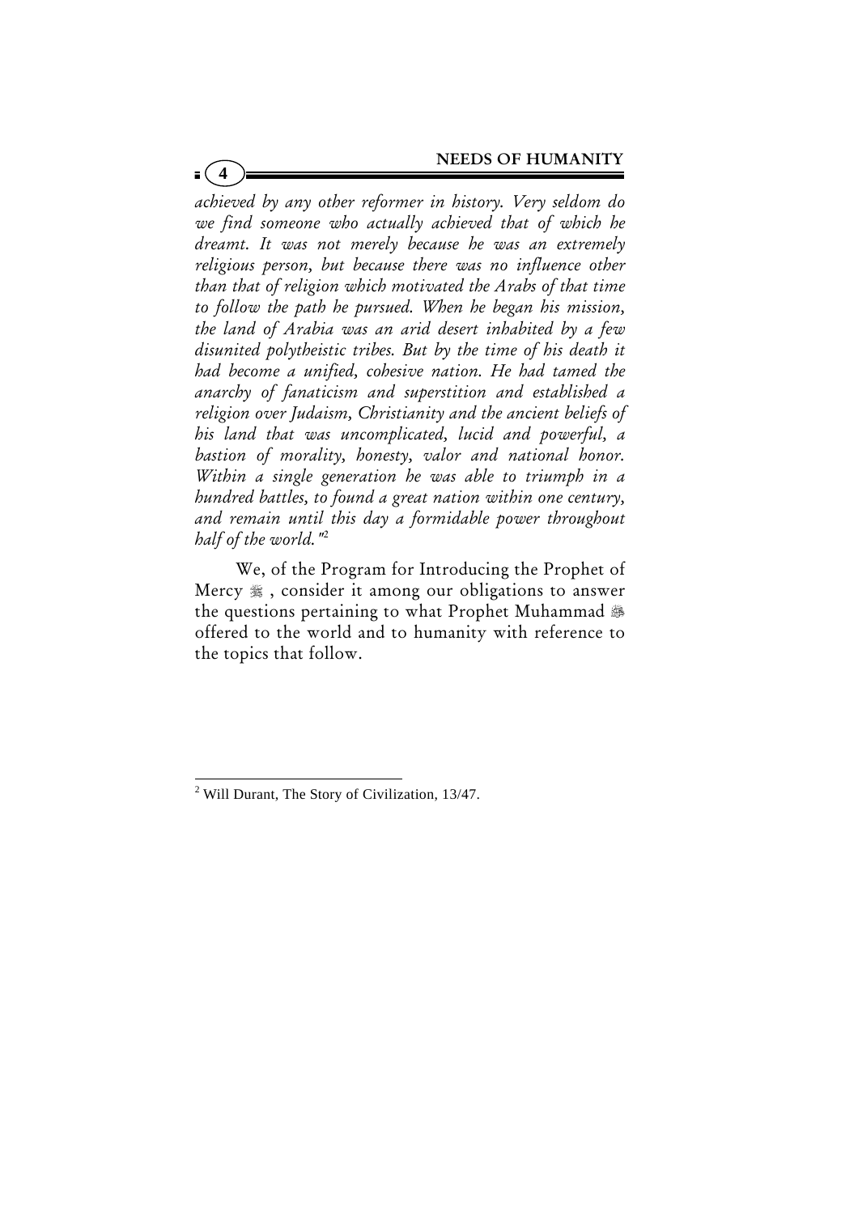*achieved by any other reformer in history. Very seldom do we find someone who actually achieved that of which he dreamt. It was not merely because he was an extremely religious person, but because there was no influence other than that of religion which motivated the Arabs of that time to follow the path he pursued. When he began his mission, the land of Arabia was an arid desert inhabited by a few disunited polytheistic tribes. But by the time of his death it had become a unified, cohesive nation. He had tamed the anarchy of fanaticism and superstition and established a religion over Judaism, Christianity and the ancient beliefs of his land that was uncomplicated, lucid and powerful, a bastion of morality, honesty, valor and national honor. Within a single generation he was able to triumph in a hundred battles, to found a great nation within one century, and remain until this day a formidable power throughout half of the world."*[2]

We, of the Program for Introducing the Prophet of Mercy ﷺ, consider it among our obligations to answer the questions pertaining to what Prophet Muhammad ﷺ offered to the world and to humanity with reference to the topics that follow.

---

[2] Will Durant, The Story of Civilization, 13/47.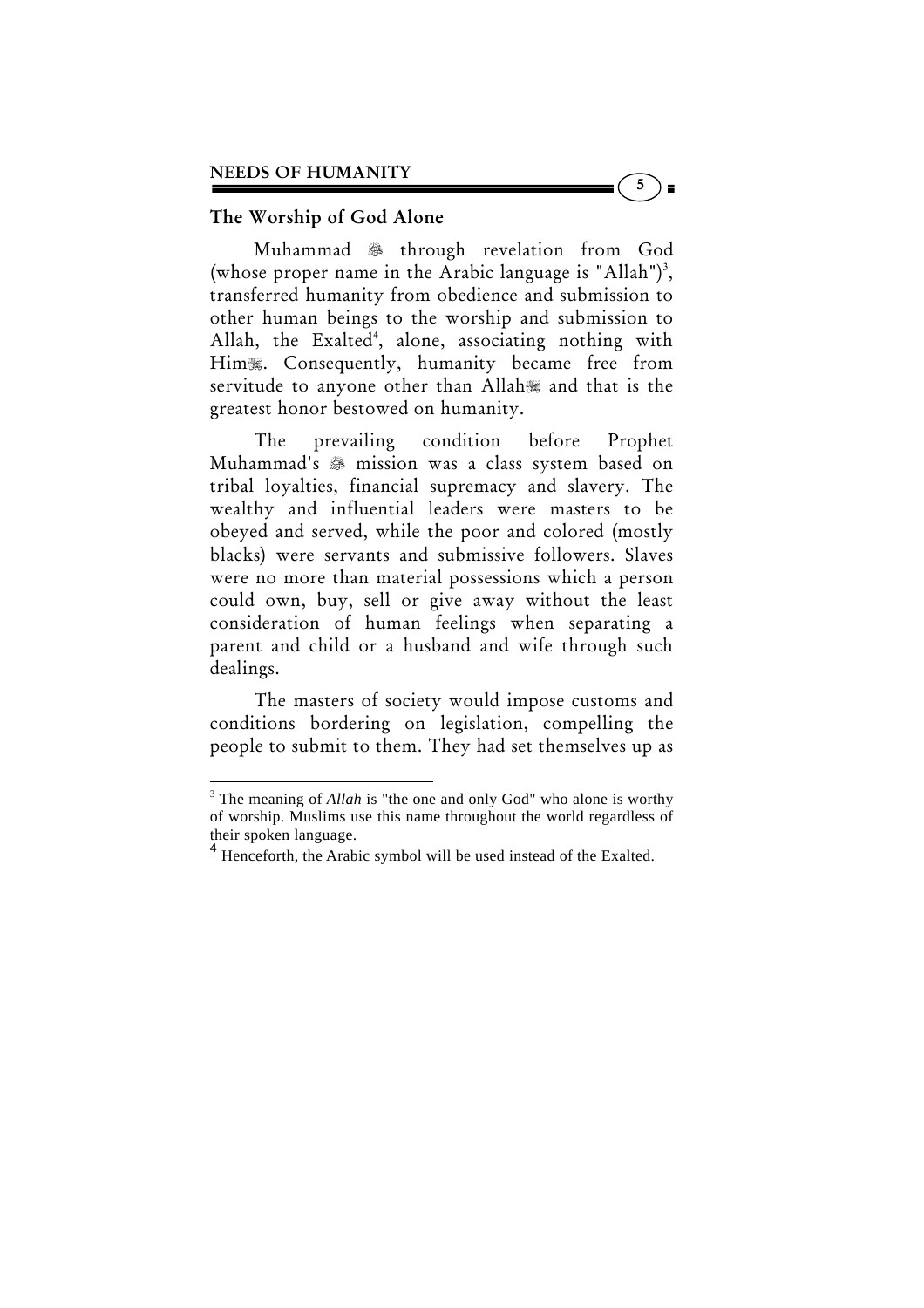## The Worship of God Alone

Muhammad ﷺ through revelation from God (whose proper name in the Arabic language is "Allah")[3], transferred humanity from obedience and submission to other human beings to the worship and submission to Allah, the Exalted[4], alone, associating nothing with Him. Consequently, humanity became free from servitude to anyone other than Allah and that is the greatest honor bestowed on humanity.

The prevailing condition before Prophet Muhammad's ﷺ mission was a class system based on tribal loyalties, financial supremacy and slavery. The wealthy and influential leaders were masters to be obeyed and served, while the poor and colored (mostly blacks) were servants and submissive followers. Slaves were no more than material possessions which a person could own, buy, sell or give away without the least consideration of human feelings when separating a parent and child or a husband and wife through such dealings.

The masters of society would impose customs and conditions bordering on legislation, compelling the people to submit to them. They had set themselves up as

---

[3] The meaning of *Allah* is "the one and only God" who alone is worthy of worship. Muslims use this name throughout the world regardless of their spoken language.

[4] Henceforth, the Arabic symbol will be used instead of the Exalted.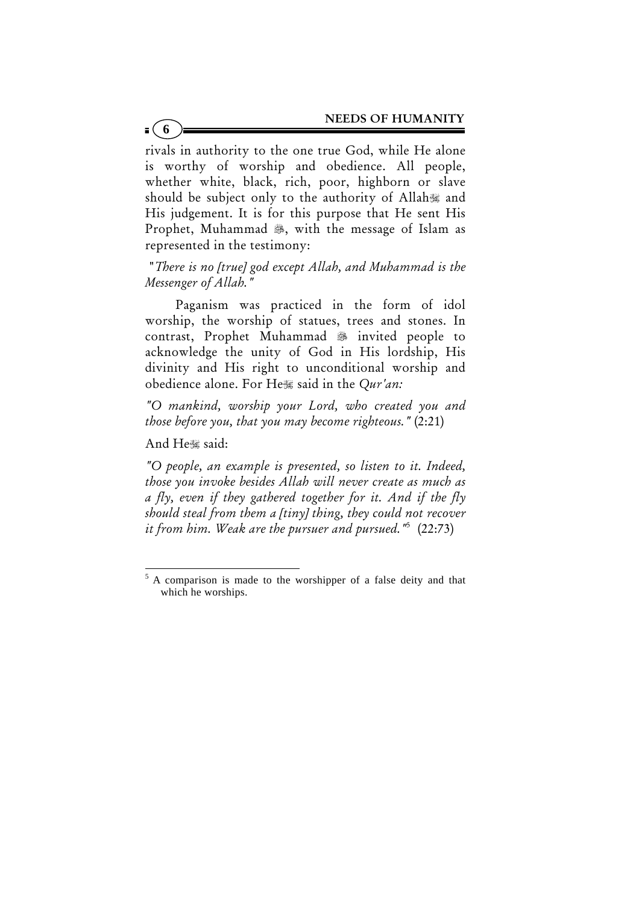rivals in authority to the one true God, while He alone is worthy of worship and obedience. All people, whether white, black, rich, poor, highborn or slave should be subject only to the authority of Allah and His judgement. It is for this purpose that He sent His Prophet, Muhammad ﷺ, with the message of Islam as represented in the testimony:

*"There is no [true] god except Allah, and Muhammad is the Messenger of Allah."*

Paganism was practiced in the form of idol worship, the worship of statues, trees and stones. In contrast, Prophet Muhammad ﷺ invited people to acknowledge the unity of God in His lordship, His divinity and His right to unconditional worship and obedience alone. For He said in the *Qur'an:*

*"O mankind, worship your Lord, who created you and those before you, that you may become righteous."* (2:21)

And He said:

*"O people, an example is presented, so listen to it. Indeed, those you invoke besides Allah will never create as much as a fly, even if they gathered together for it. And if the fly should steal from them a [tiny] thing, they could not recover it from him. Weak are the pursuer and pursued."*[5] (22:73)

---

[5] A comparison is made to the worshipper of a false deity and that which he worships.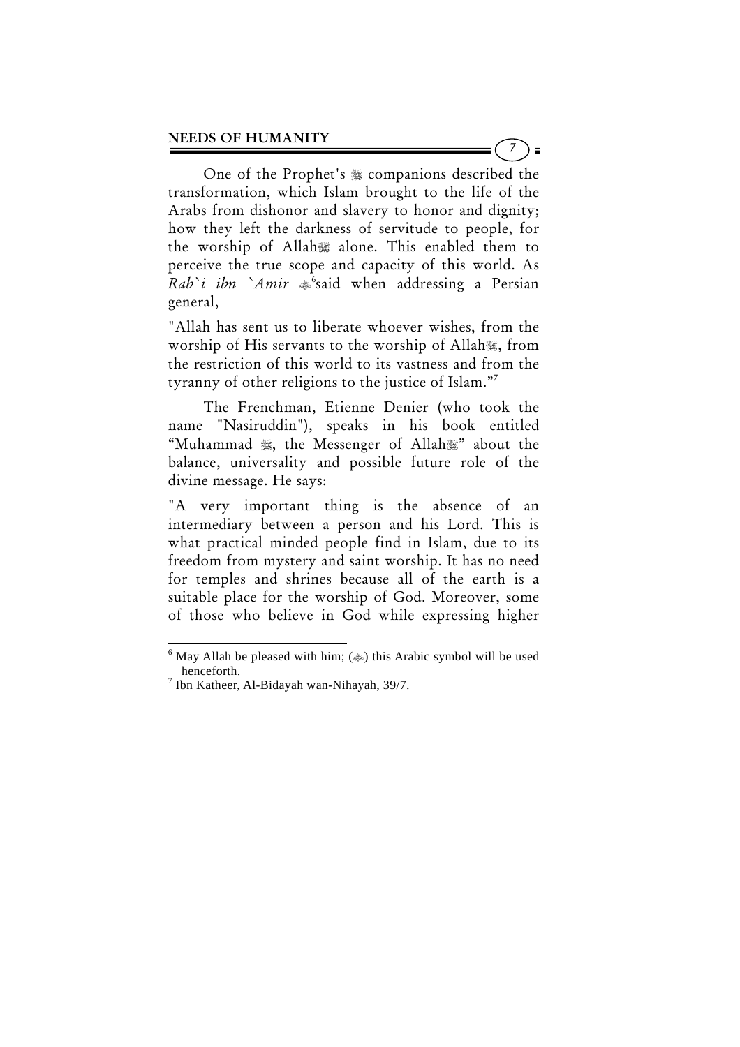One of the Prophet's ﷺ companions described the transformation, which Islam brought to the life of the Arabs from dishonor and slavery to honor and dignity; how they left the darkness of servitude to people, for the worship of Allah ﷻ alone. This enabled them to perceive the true scope and capacity of this world. As *Rab`i ibn `Amir* ؓ[6]said when addressing a Persian general,

"Allah has sent us to liberate whoever wishes, from the worship of His servants to the worship of Allah ﷻ, from the restriction of this world to its vastness and from the tyranny of other religions to the justice of Islam."[7]

The Frenchman, Etienne Denier (who took the name "Nasiruddin"), speaks in his book entitled "Muhammad ﷺ, the Messenger of Allah ﷻ" about the balance, universality and possible future role of the divine message. He says:

"A very important thing is the absence of an intermediary between a person and his Lord. This is what practical minded people find in Islam, due to its freedom from mystery and saint worship. It has no need for temples and shrines because all of the earth is a suitable place for the worship of God. Moreover, some of those who believe in God while expressing higher

---

[6] May Allah be pleased with him; (ؓ) this Arabic symbol will be used henceforth.

[7] Ibn Katheer, Al-Bidayah wan-Nihayah, 39/7.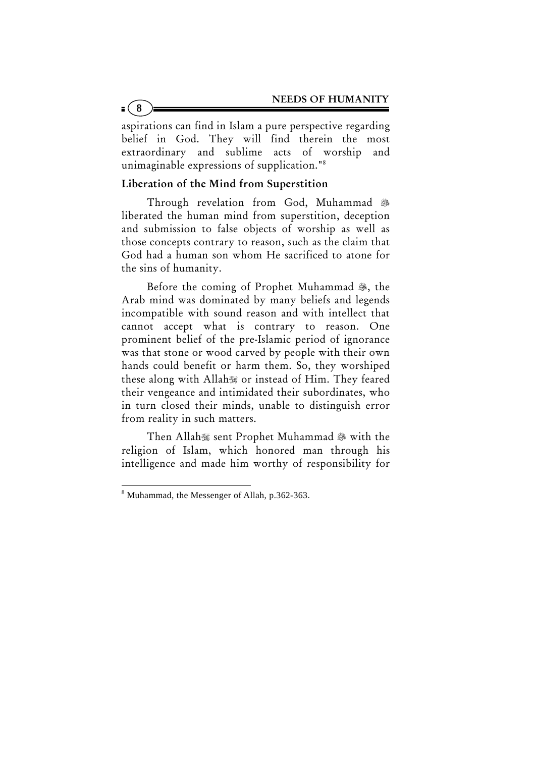aspirations can find in Islam a pure perspective regarding belief in God. They will find therein the most extraordinary and sublime acts of worship and unimaginable expressions of supplication."[8]

### Liberation of the Mind from Superstition

Through revelation from God, Muhammad ﷺ liberated the human mind from superstition, deception and submission to false objects of worship as well as those concepts contrary to reason, such as the claim that God had a human son whom He sacrificed to atone for the sins of humanity.

Before the coming of Prophet Muhammad ﷺ, the Arab mind was dominated by many beliefs and legends incompatible with sound reason and with intellect that cannot accept what is contrary to reason. One prominent belief of the pre-Islamic period of ignorance was that stone or wood carved by people with their own hands could benefit or harm them. So, they worshiped these along with Allah ﷻ or instead of Him. They feared their vengeance and intimidated their subordinates, who in turn closed their minds, unable to distinguish error from reality in such matters.

Then Allah ﷻ sent Prophet Muhammad ﷺ with the religion of Islam, which honored man through his intelligence and made him worthy of responsibility for

---

[8] Muhammad, the Messenger of Allah, p.362-363.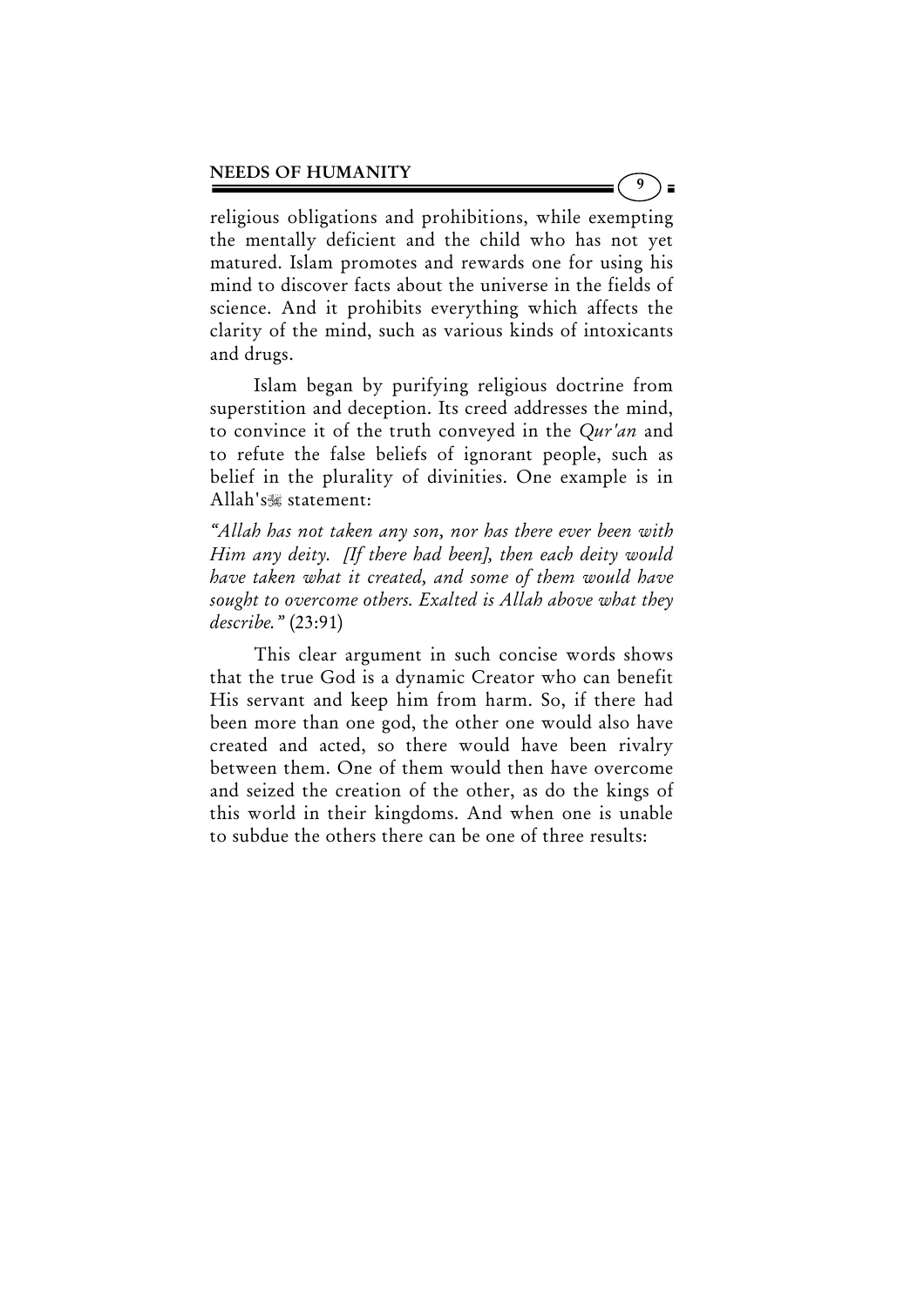religious obligations and prohibitions, while exempting the mentally deficient and the child who has not yet matured. Islam promotes and rewards one for using his mind to discover facts about the universe in the fields of science. And it prohibits everything which affects the clarity of the mind, such as various kinds of intoxicants and drugs.

Islam began by purifying religious doctrine from superstition and deception. Its creed addresses the mind, to convince it of the truth conveyed in the *Qur'an* and to refute the false beliefs of ignorant people, such as belief in the plurality of divinities. One example is in Allah's statement:

*"Allah has not taken any son, nor has there ever been with Him any deity. [If there had been], then each deity would have taken what it created, and some of them would have sought to overcome others. Exalted is Allah above what they describe."* (23:91)

This clear argument in such concise words shows that the true God is a dynamic Creator who can benefit His servant and keep him from harm. So, if there had been more than one god, the other one would also have created and acted, so there would have been rivalry between them. One of them would then have overcome and seized the creation of the other, as do the kings of this world in their kingdoms. And when one is unable to subdue the others there can be one of three results: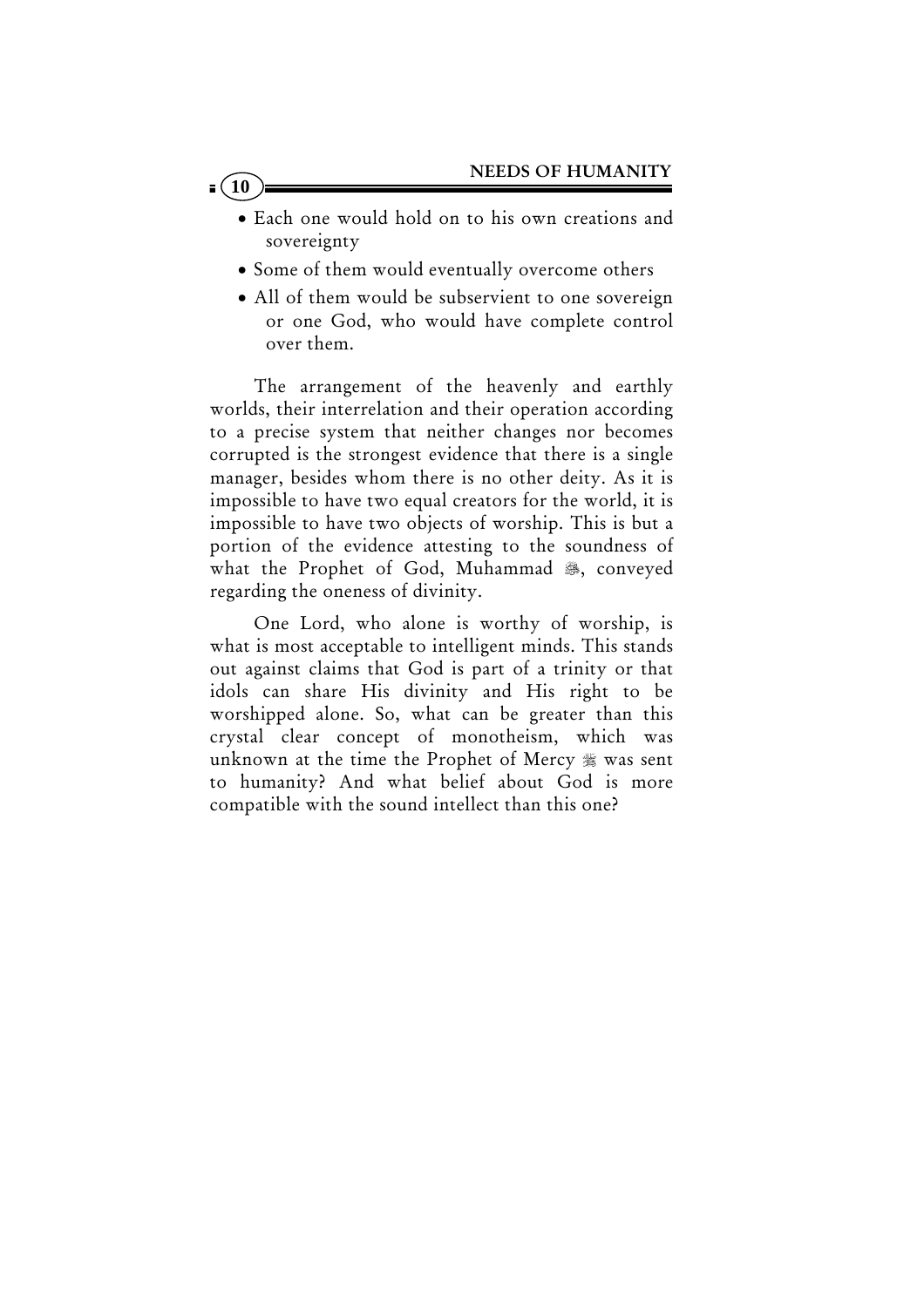- Each one would hold on to his own creations and sovereignty
- Some of them would eventually overcome others
- All of them would be subservient to one sovereign or one God, who would have complete control over them.

The arrangement of the heavenly and earthly worlds, their interrelation and their operation according to a precise system that neither changes nor becomes corrupted is the strongest evidence that there is a single manager, besides whom there is no other deity. As it is impossible to have two equal creators for the world, it is impossible to have two objects of worship. This is but a portion of the evidence attesting to the soundness of what the Prophet of God, Muhammad ﷺ, conveyed regarding the oneness of divinity.

One Lord, who alone is worthy of worship, is what is most acceptable to intelligent minds. This stands out against claims that God is part of a trinity or that idols can share His divinity and His right to be worshipped alone. So, what can be greater than this crystal clear concept of monotheism, which was unknown at the time the Prophet of Mercy ﷺ was sent to humanity? And what belief about God is more compatible with the sound intellect than this one?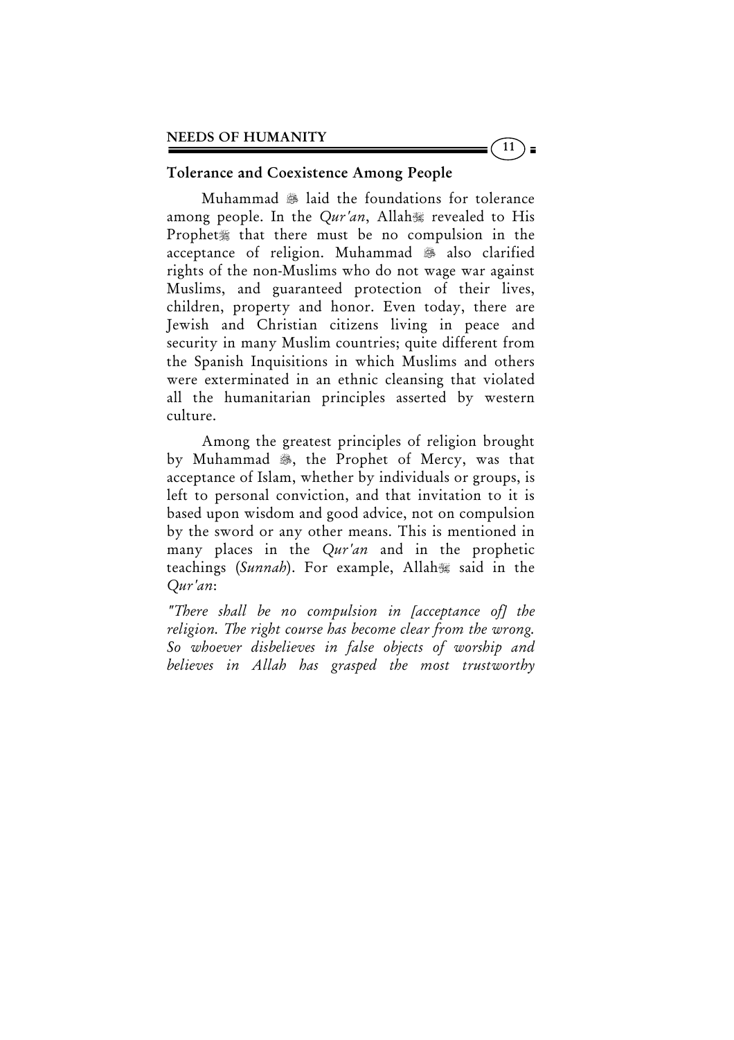## Tolerance and Coexistence Among People

Muhammad ﷺ laid the foundations for tolerance among people. In the *Qur'an*, Allah ﷻ revealed to His Prophet ﷺ that there must be no compulsion in the acceptance of religion. Muhammad ﷺ also clarified rights of the non-Muslims who do not wage war against Muslims, and guaranteed protection of their lives, children, property and honor. Even today, there are Jewish and Christian citizens living in peace and security in many Muslim countries; quite different from the Spanish Inquisitions in which Muslims and others were exterminated in an ethnic cleansing that violated all the humanitarian principles asserted by western culture.

Among the greatest principles of religion brought by Muhammad ﷺ, the Prophet of Mercy, was that acceptance of Islam, whether by individuals or groups, is left to personal conviction, and that invitation to it is based upon wisdom and good advice, not on compulsion by the sword or any other means. This is mentioned in many places in the *Qur'an* and in the prophetic teachings (*Sunnah*). For example, Allah ﷻ said in the *Qur'an*:

*"There shall be no compulsion in [acceptance of] the religion. The right course has become clear from the wrong. So whoever disbelieves in false objects of worship and believes in Allah has grasped the most trustworthy*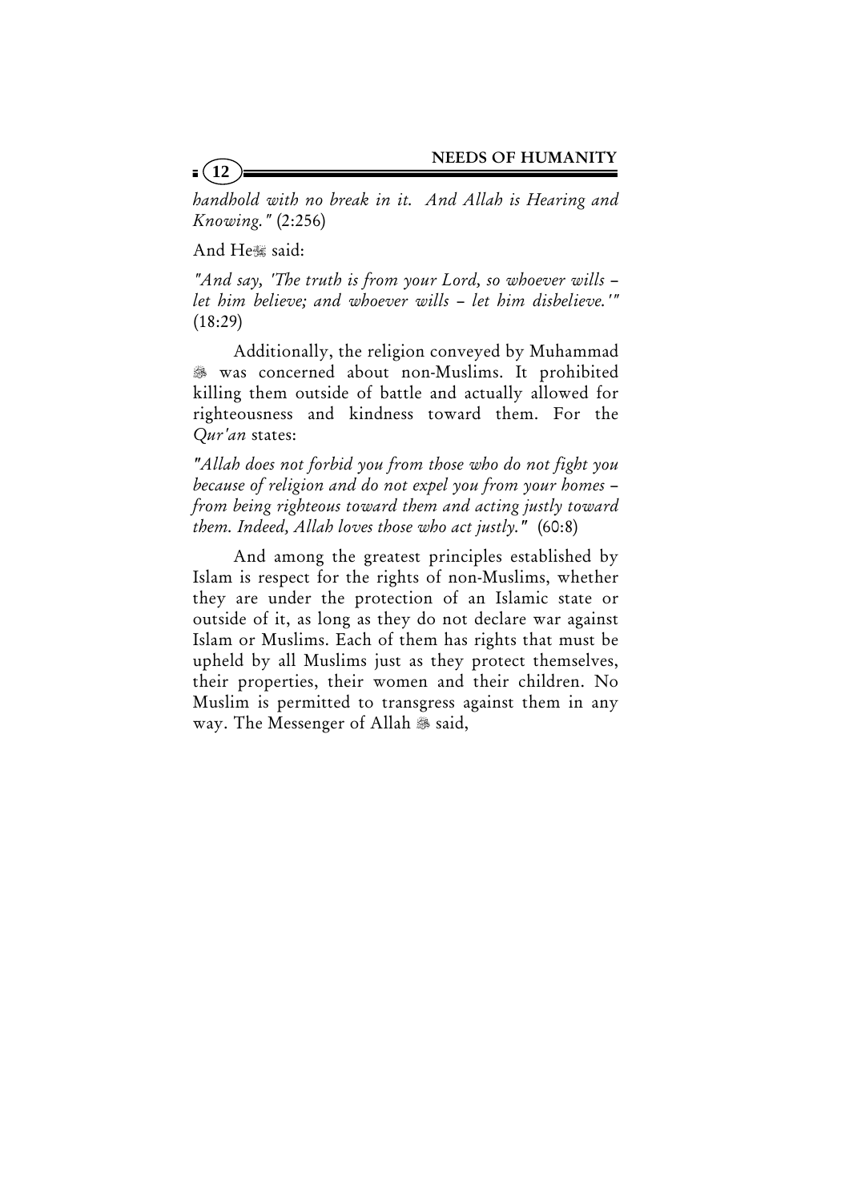*handhold with no break in it. And Allah is Hearing and Knowing."* (2:256)

And He said:

*"And say, 'The truth is from your Lord, so whoever wills – let him believe; and whoever wills – let him disbelieve.'"* (18:29)

Additionally, the religion conveyed by Muhammad was concerned about non-Muslims. It prohibited killing them outside of battle and actually allowed for righteousness and kindness toward them. For the *Qur'an* states:

*"Allah does not forbid you from those who do not fight you because of religion and do not expel you from your homes – from being righteous toward them and acting justly toward them. Indeed, Allah loves those who act justly."* (60:8)

And among the greatest principles established by Islam is respect for the rights of non-Muslims, whether they are under the protection of an Islamic state or outside of it, as long as they do not declare war against Islam or Muslims. Each of them has rights that must be upheld by all Muslims just as they protect themselves, their properties, their women and their children. No Muslim is permitted to transgress against them in any way. The Messenger of Allah said,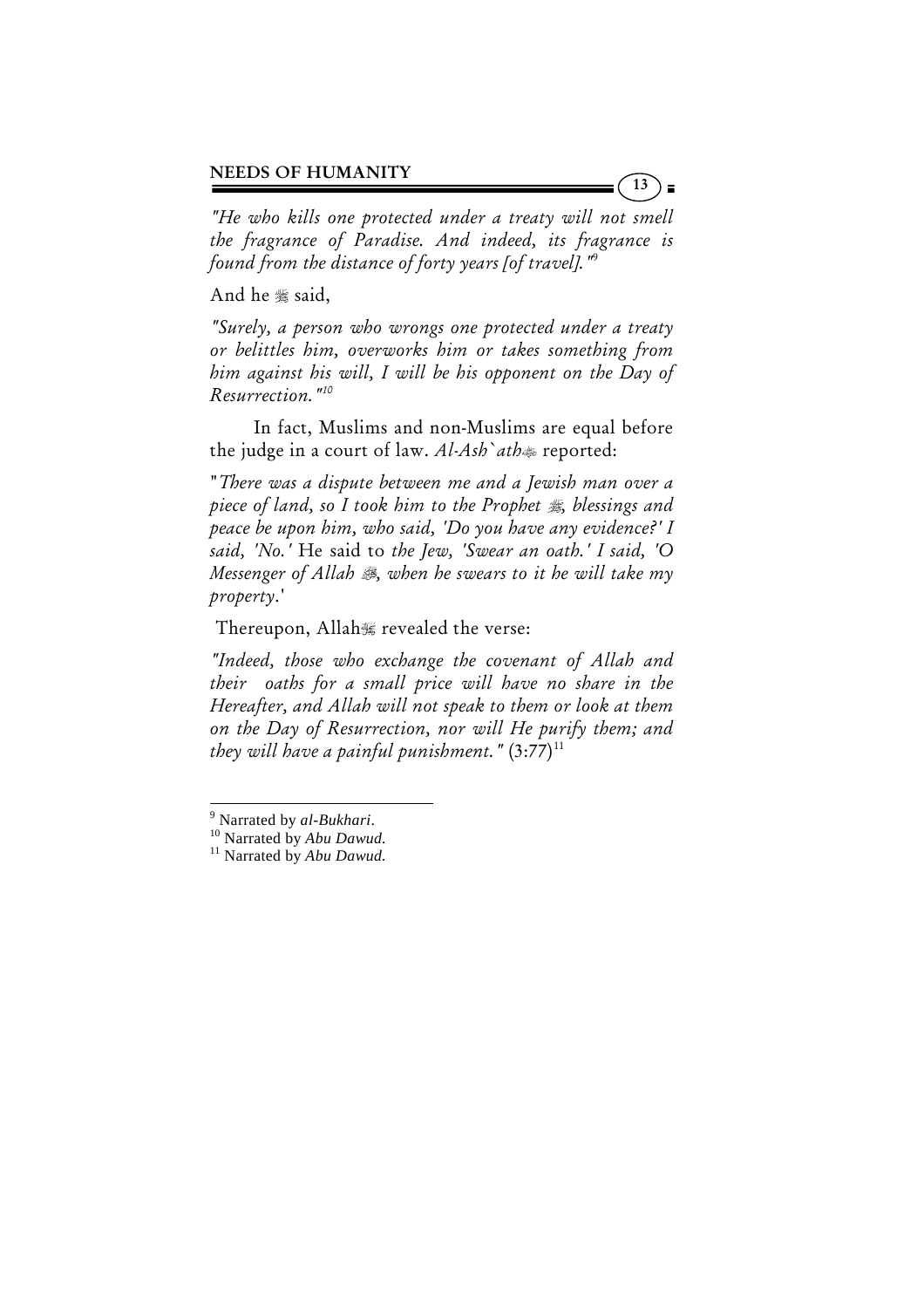*"He who kills one protected under a treaty will not smell the fragrance of Paradise. And indeed, its fragrance is found from the distance of forty years [of travel]."*[9]

And he ﷺ said,

*"Surely, a person who wrongs one protected under a treaty or belittles him, overworks him or takes something from him against his will, I will be his opponent on the Day of Resurrection."*[10]

In fact, Muslims and non-Muslims are equal before the judge in a court of law. *Al-Ash`ath* reported:

"*There was a dispute between me and a Jewish man over a piece of land, so I took him to the Prophet ﷺ, blessings and peace be upon him, who said, 'Do you have any evidence?' I said, 'No.'* He said to *the Jew, 'Swear an oath.' I said, 'O Messenger of Allah ﷺ, when he swears to it he will take my property*.'

Thereupon, Allah revealed the verse:

*"Indeed, those who exchange the covenant of Allah and their oaths for a small price will have no share in the Hereafter, and Allah will not speak to them or look at them on the Day of Resurrection, nor will He purify them; and they will have a painful punishment."* (3:77)[11]

---

[9] Narrated by *al-Bukhari*.

[10] Narrated by *Abu Dawud.*

[11] Narrated by *Abu Dawud.*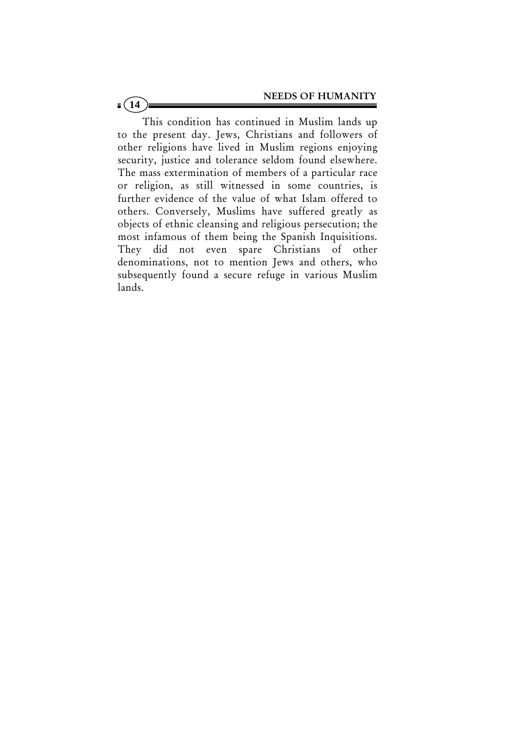This condition has continued in Muslim lands up to the present day. Jews, Christians and followers of other religions have lived in Muslim regions enjoying security, justice and tolerance seldom found elsewhere. The mass extermination of members of a particular race or religion, as still witnessed in some countries, is further evidence of the value of what Islam offered to others. Conversely, Muslims have suffered greatly as objects of ethnic cleansing and religious persecution; the most infamous of them being the Spanish Inquisitions. They did not even spare Christians of other denominations, not to mention Jews and others, who subsequently found a secure refuge in various Muslim lands.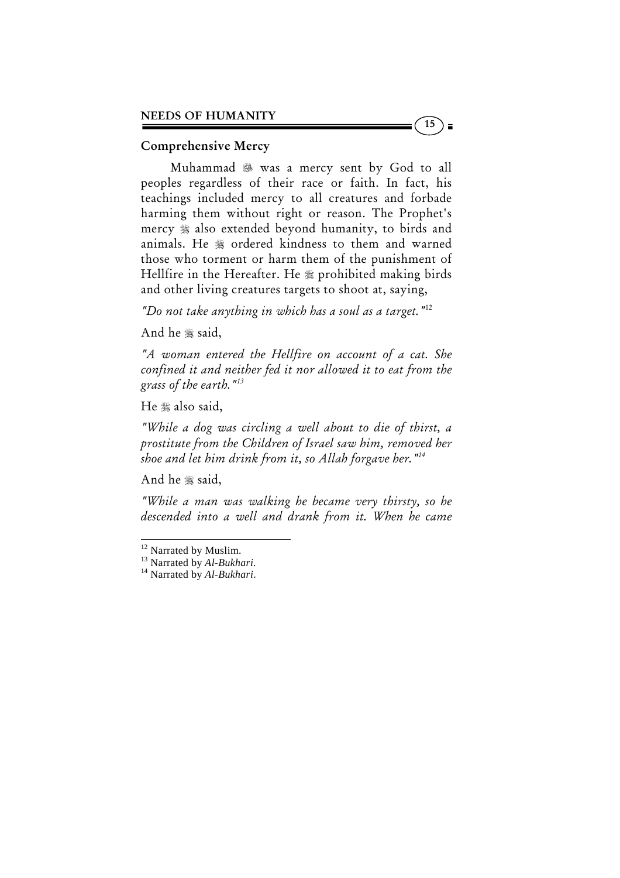## Comprehensive Mercy

Muhammad ﷺ was a mercy sent by God to all peoples regardless of their race or faith. In fact, his teachings included mercy to all creatures and forbade harming them without right or reason. The Prophet's mercy ﷺ also extended beyond humanity, to birds and animals. He ﷺ ordered kindness to them and warned those who torment or harm them of the punishment of Hellfire in the Hereafter. He ﷺ prohibited making birds and other living creatures targets to shoot at, saying,

*"Do not take anything in which has a soul as a target."*[12]

And he ﷺ said,

*"A woman entered the Hellfire on account of a cat. She confined it and neither fed it nor allowed it to eat from the grass of the earth."*[13]

He ﷺ also said,

*"While a dog was circling a well about to die of thirst, a prostitute from the Children of Israel saw him, removed her shoe and let him drink from it, so Allah forgave her."*[14]

And he ﷺ said,

*"While a man was walking he became very thirsty, so he descended into a well and drank from it. When he came*

---

[12] Narrated by Muslim.

[13] Narrated by *Al-Bukhari*.

[14] Narrated by *Al-Bukhari*.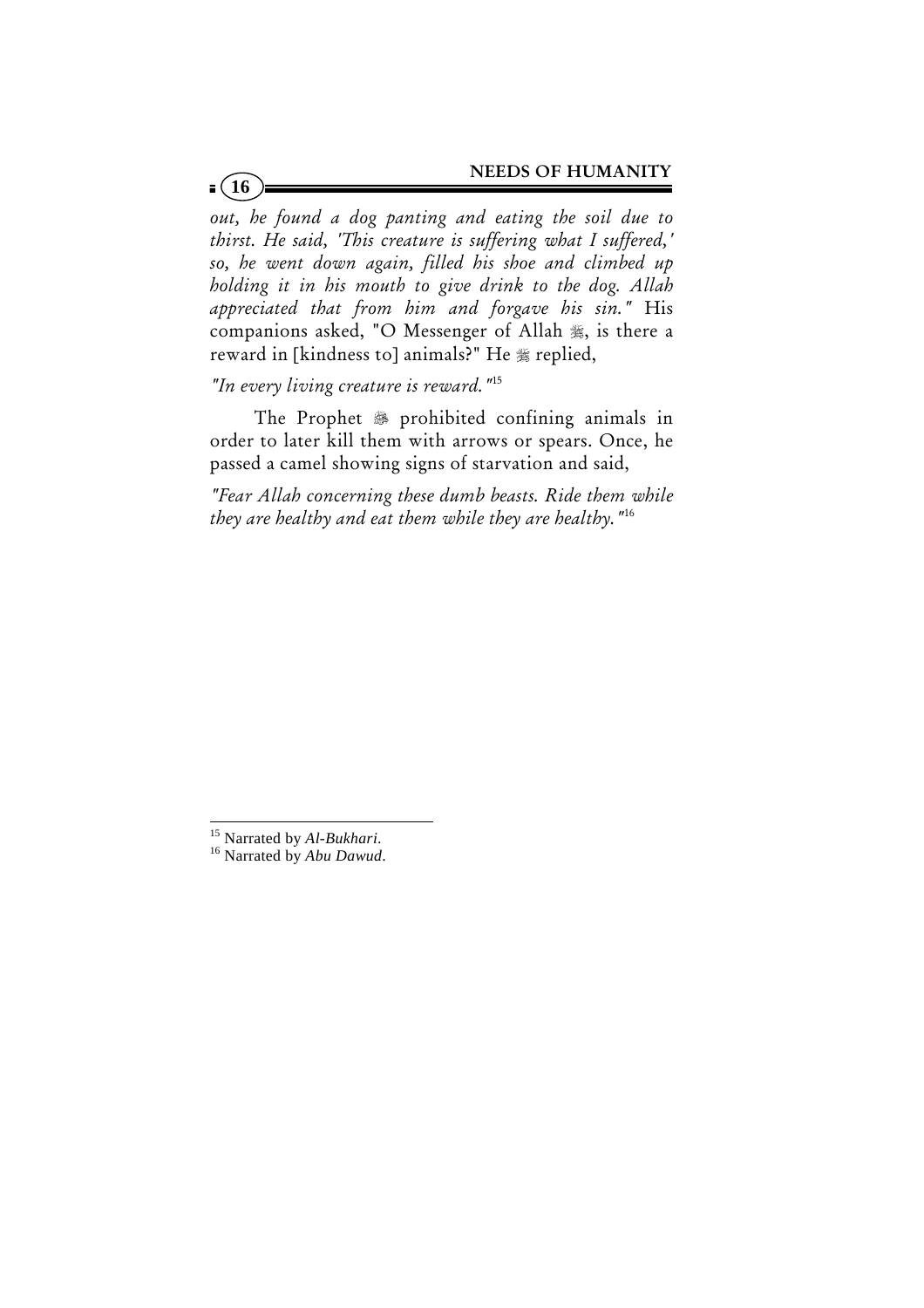*out, he found a dog panting and eating the soil due to thirst. He said, 'This creature is suffering what I suffered,' so, he went down again, filled his shoe and climbed up holding it in his mouth to give drink to the dog. Allah appreciated that from him and forgave his sin."* His companions asked, "O Messenger of Allah ﷺ, is there a reward in [kindness to] animals?" He ﷺ replied,

*"In every living creature is reward."*[15]

The Prophet ﷺ prohibited confining animals in order to later kill them with arrows or spears. Once, he passed a camel showing signs of starvation and said,

*"Fear Allah concerning these dumb beasts. Ride them while they are healthy and eat them while they are healthy."*[16]

---

[15] Narrated by *Al-Bukhari*.

[16] Narrated by *Abu Dawud*.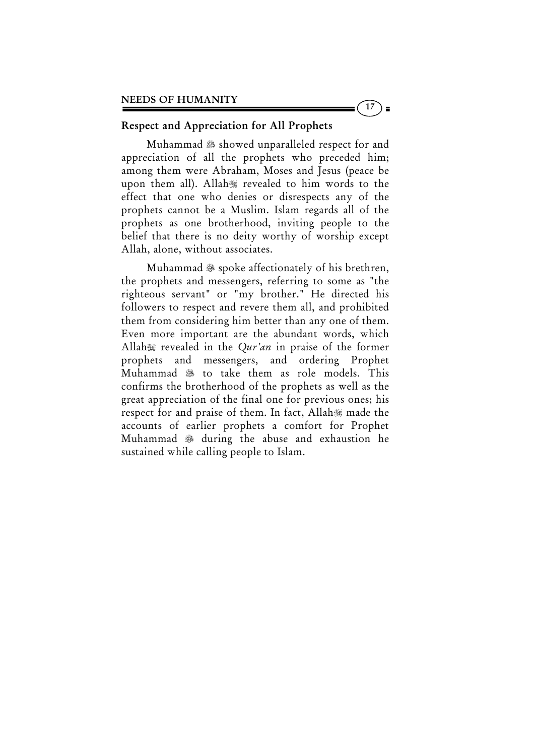## Respect and Appreciation for All Prophets

Muhammad ﷺ showed unparalleled respect for and appreciation of all the prophets who preceded him; among them were Abraham, Moses and Jesus (peace be upon them all). Allah ﷻ revealed to him words to the effect that one who denies or disrespects any of the prophets cannot be a Muslim. Islam regards all of the prophets as one brotherhood, inviting people to the belief that there is no deity worthy of worship except Allah, alone, without associates.

Muhammad ﷺ spoke affectionately of his brethren, the prophets and messengers, referring to some as "the righteous servant" or "my brother." He directed his followers to respect and revere them all, and prohibited them from considering him better than any one of them. Even more important are the abundant words, which Allah ﷻ revealed in the *Qur'an* in praise of the former prophets and messengers, and ordering Prophet Muhammad ﷺ to take them as role models. This confirms the brotherhood of the prophets as well as the great appreciation of the final one for previous ones; his respect for and praise of them. In fact, Allah ﷻ made the accounts of earlier prophets a comfort for Prophet Muhammad ﷺ during the abuse and exhaustion he sustained while calling people to Islam.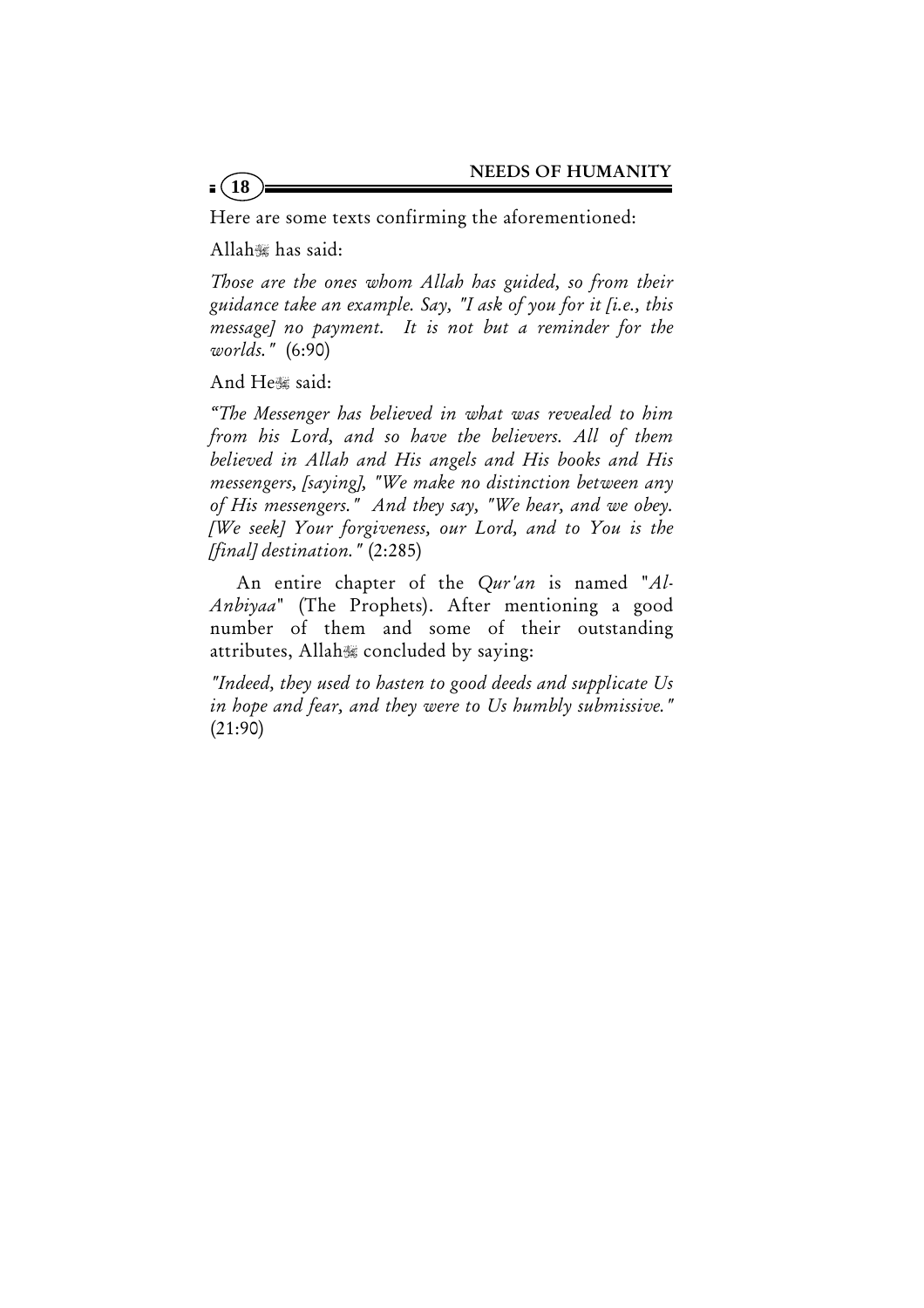Here are some texts confirming the aforementioned:

Allah has said:

*Those are the ones whom Allah has guided, so from their guidance take an example. Say, "I ask of you for it [i.e., this message] no payment. It is not but a reminder for the worlds."* (6:90)

And He said:

*"The Messenger has believed in what was revealed to him from his Lord, and so have the believers. All of them believed in Allah and His angels and His books and His messengers, [saying], "We make no distinction between any of His messengers." And they say, "We hear, and we obey. [We seek] Your forgiveness, our Lord, and to You is the [final] destination."* (2:285)

An entire chapter of the *Qur'an* is named "*Al-Anbiyaa*" (The Prophets). After mentioning a good number of them and some of their outstanding attributes, Allah concluded by saying:

*"Indeed, they used to hasten to good deeds and supplicate Us in hope and fear, and they were to Us humbly submissive."* (21:90)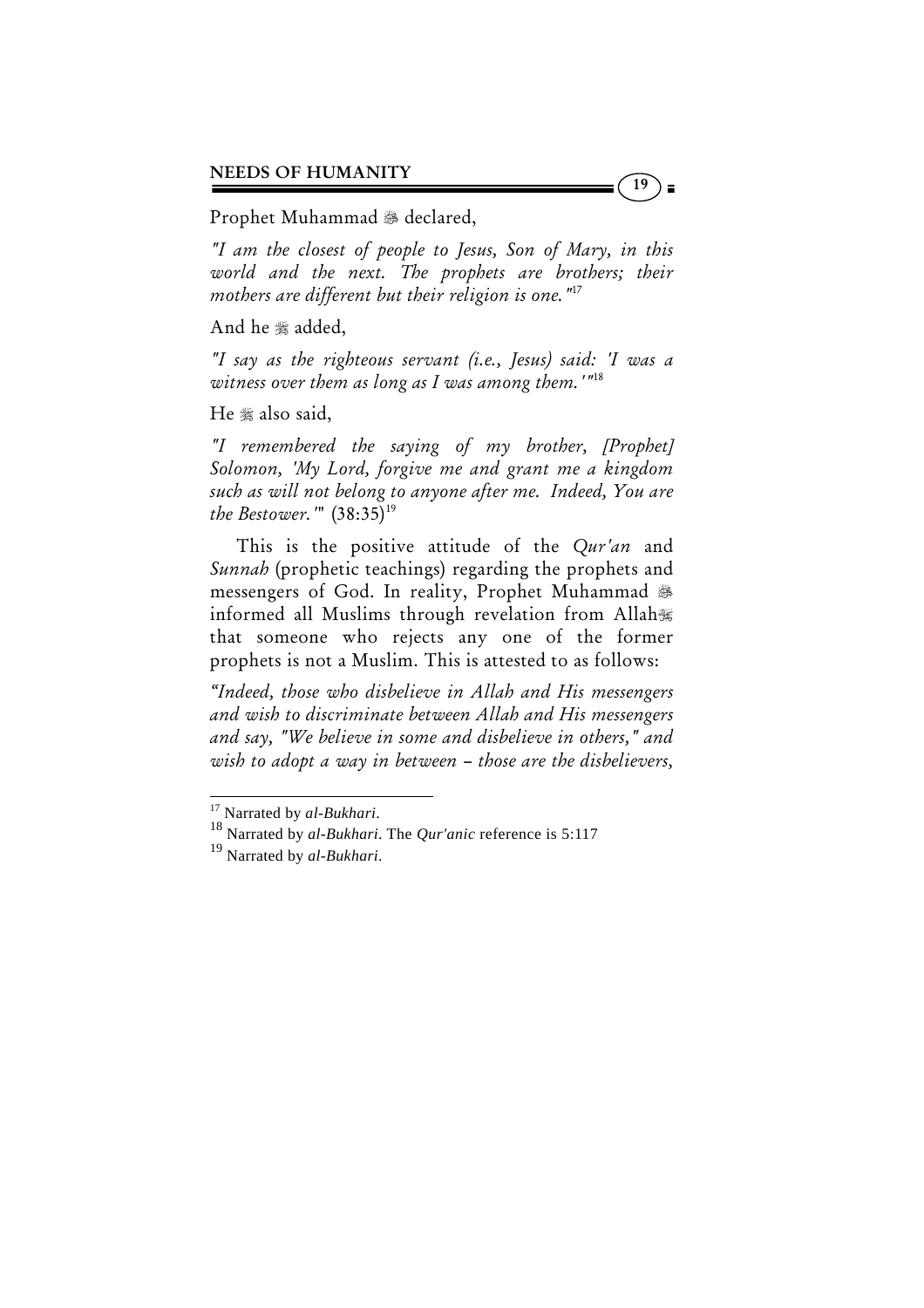Prophet Muhammad ﷺ declared,

*"I am the closest of people to Jesus, Son of Mary, in this world and the next. The prophets are brothers; their mothers are different but their religion is one."*[17]

And he ﷺ added,

*"I say as the righteous servant (i.e., Jesus) said: 'I was a witness over them as long as I was among them.'"*[18]

He ﷺ also said,

*"I remembered the saying of my brother, [Prophet] Solomon, 'My Lord, forgive me and grant me a kingdom such as will not belong to anyone after me. Indeed, You are the Bestower.'"* (38:35)[19]

This is the positive attitude of the *Qur'an* and *Sunnah* (prophetic teachings) regarding the prophets and messengers of God. In reality, Prophet Muhammad ﷺ informed all Muslims through revelation from Allah ﷻ that someone who rejects any one of the former prophets is not a Muslim. This is attested to as follows:

*"Indeed, those who disbelieve in Allah and His messengers and wish to discriminate between Allah and His messengers and say, "We believe in some and disbelieve in others," and wish to adopt a way in between – those are the disbelievers,*

---

[17] Narrated by *al-Bukhari*.

[18] Narrated by *al-Bukhari*. The *Qur'anic* reference is 5:117

[19] Narrated by *al-Bukhari*.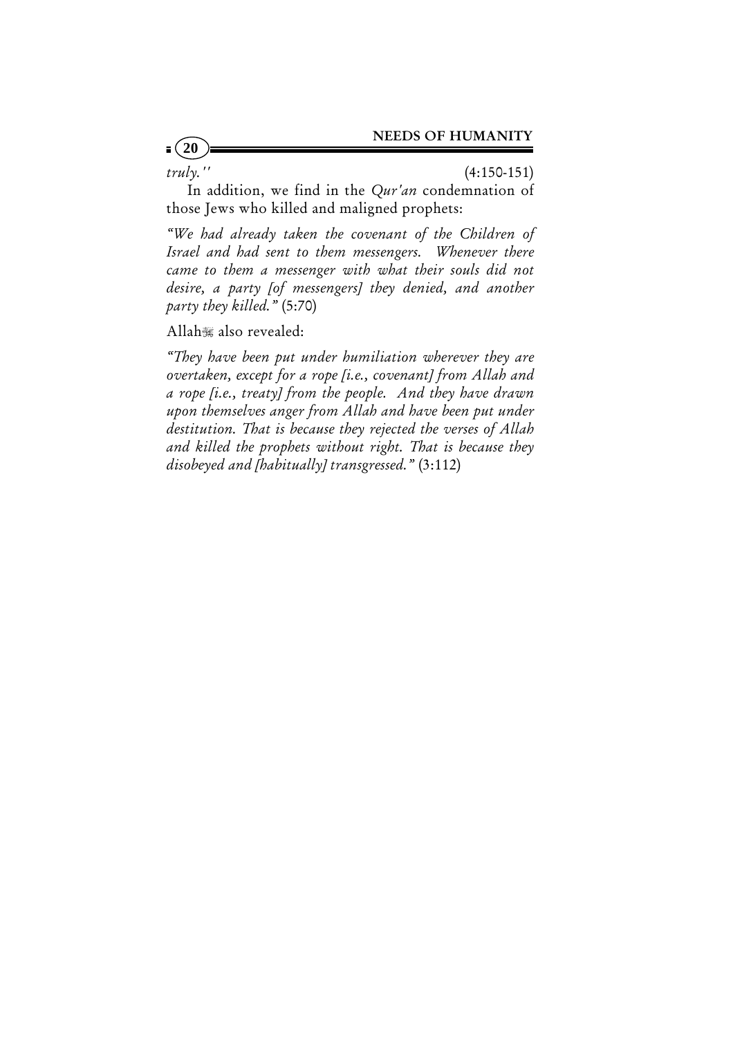*truly."* (4:150-151)

In addition, we find in the *Qur'an* condemnation of those Jews who killed and maligned prophets:

*"We had already taken the covenant of the Children of Israel and had sent to them messengers. Whenever there came to them a messenger with what their souls did not desire, a party [of messengers] they denied, and another party they killed."* (5:70)

Allah also revealed:

*"They have been put under humiliation wherever they are overtaken, except for a rope [i.e., covenant] from Allah and a rope [i.e., treaty] from the people. And they have drawn upon themselves anger from Allah and have been put under destitution. That is because they rejected the verses of Allah and killed the prophets without right. That is because they disobeyed and [habitually] transgressed."* (3:112)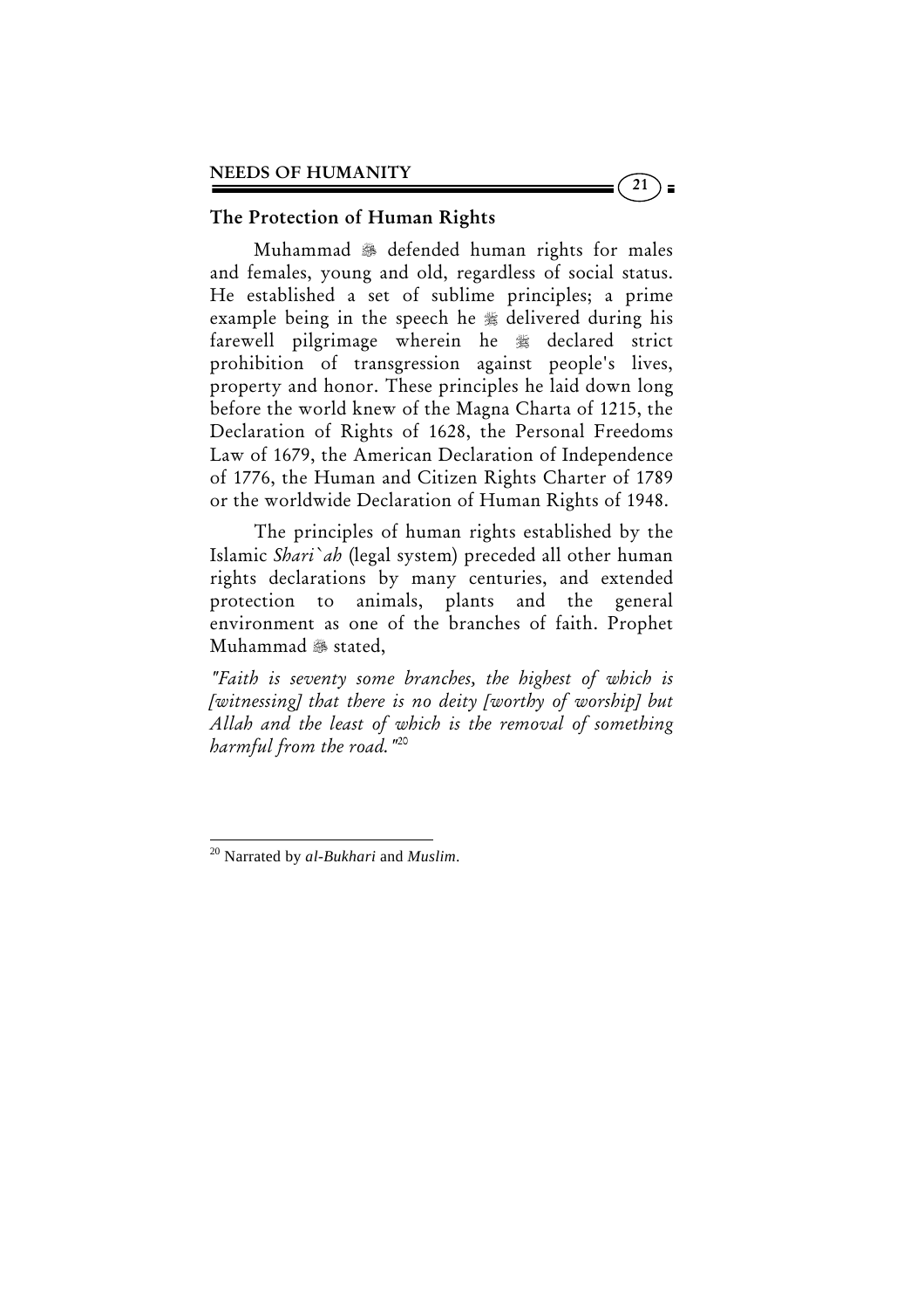## The Protection of Human Rights

Muhammad ﷺ defended human rights for males and females, young and old, regardless of social status. He established a set of sublime principles; a prime example being in the speech he ﷺ delivered during his farewell pilgrimage wherein he ﷺ declared strict prohibition of transgression against people's lives, property and honor. These principles he laid down long before the world knew of the Magna Charta of 1215, the Declaration of Rights of 1628, the Personal Freedoms Law of 1679, the American Declaration of Independence of 1776, the Human and Citizen Rights Charter of 1789 or the worldwide Declaration of Human Rights of 1948.

The principles of human rights established by the Islamic *Shari`ah* (legal system) preceded all other human rights declarations by many centuries, and extended protection to animals, plants and the general environment as one of the branches of faith. Prophet Muhammad ﷺ stated,

*"Faith is seventy some branches, the highest of which is [witnessing] that there is no deity [worthy of worship] but Allah and the least of which is the removal of something harmful from the road."*[20]

---

[20] Narrated by *al-Bukhari* and *Muslim*.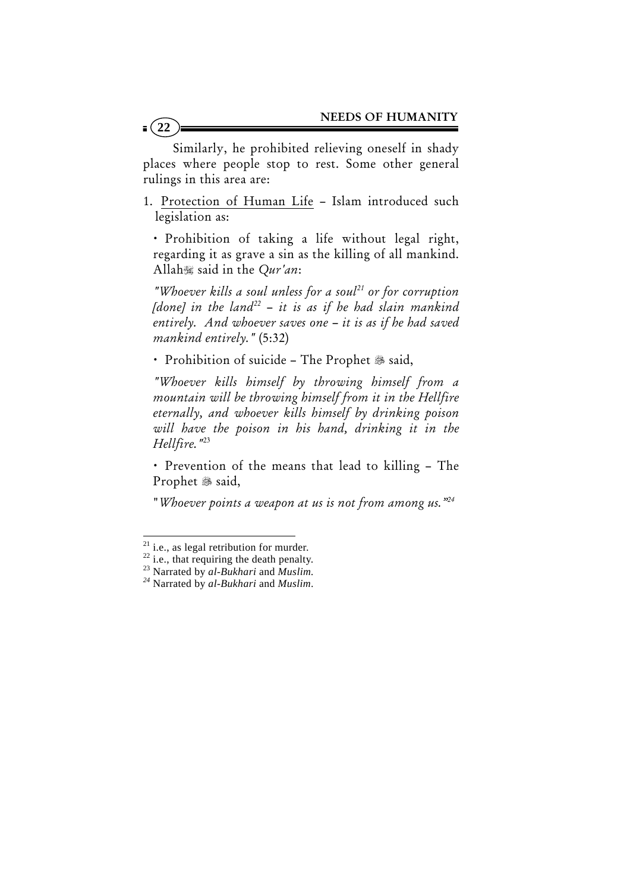Similarly, he prohibited relieving oneself in shady places where people stop to rest. Some other general rulings in this area are:

1. <u>Protection of Human Life</u> – Islam introduced such legislation as:

   • Prohibition of taking a life without legal right, regarding it as grave a sin as the killing of all mankind. Allah ﷻ said in the *Qur'an*:

   *"Whoever kills a soul unless for a soul[21] or for corruption [done] in the land[22] – it is as if he had slain mankind entirely. And whoever saves one – it is as if he had saved mankind entirely."* (5:32)

   • Prohibition of suicide – The Prophet ﷺ said,

   *"Whoever kills himself by throwing himself from a mountain will be throwing himself from it in the Hellfire eternally, and whoever kills himself by drinking poison will have the poison in his hand, drinking it in the Hellfire."*[23]

   • Prevention of the means that lead to killing – The Prophet ﷺ said,

   "*Whoever points a weapon at us is not from among us.*"[24]

---

[21] i.e., as legal retribution for murder.
[22] i.e., that requiring the death penalty.
[23] Narrated by *al-Bukhari* and *Muslim*.
[24] Narrated by *al-Bukhari* and *Muslim*.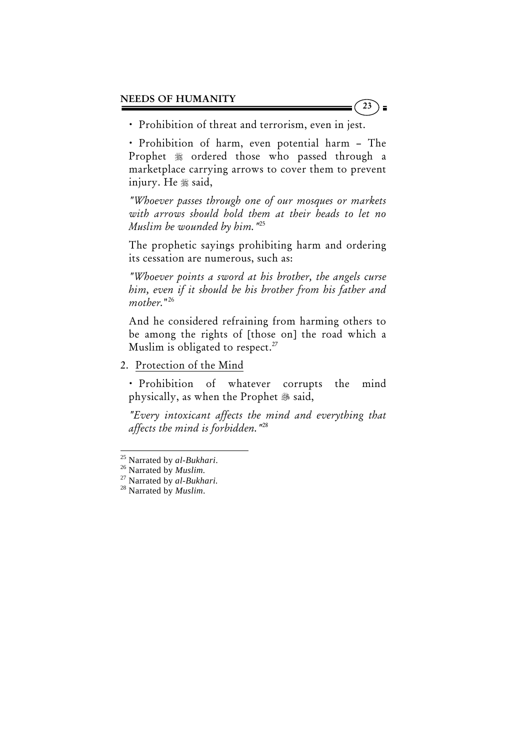• Prohibition of threat and terrorism, even in jest.

• Prohibition of harm, even potential harm – The Prophet ﷺ ordered those who passed through a marketplace carrying arrows to cover them to prevent injury. He ﷺ said,

*"Whoever passes through one of our mosques or markets with arrows should hold them at their heads to let no Muslim be wounded by him."*[25]

The prophetic sayings prohibiting harm and ordering its cessation are numerous, such as:

*"Whoever points a sword at his brother, the angels curse him, even if it should be his brother from his father and mother."*[26]

And he considered refraining from harming others to be among the rights of [those on] the road which a Muslim is obligated to respect.[27]

2. Protection of the Mind

• Prohibition of whatever corrupts the mind physically, as when the Prophet ﷺ said,

*"Every intoxicant affects the mind and everything that affects the mind is forbidden."*[28]

---

[25] Narrated by *al-Bukhari*.

[26] Narrated by *Muslim*.

[27] Narrated by *al-Bukhari*.

[28] Narrated by *Muslim*.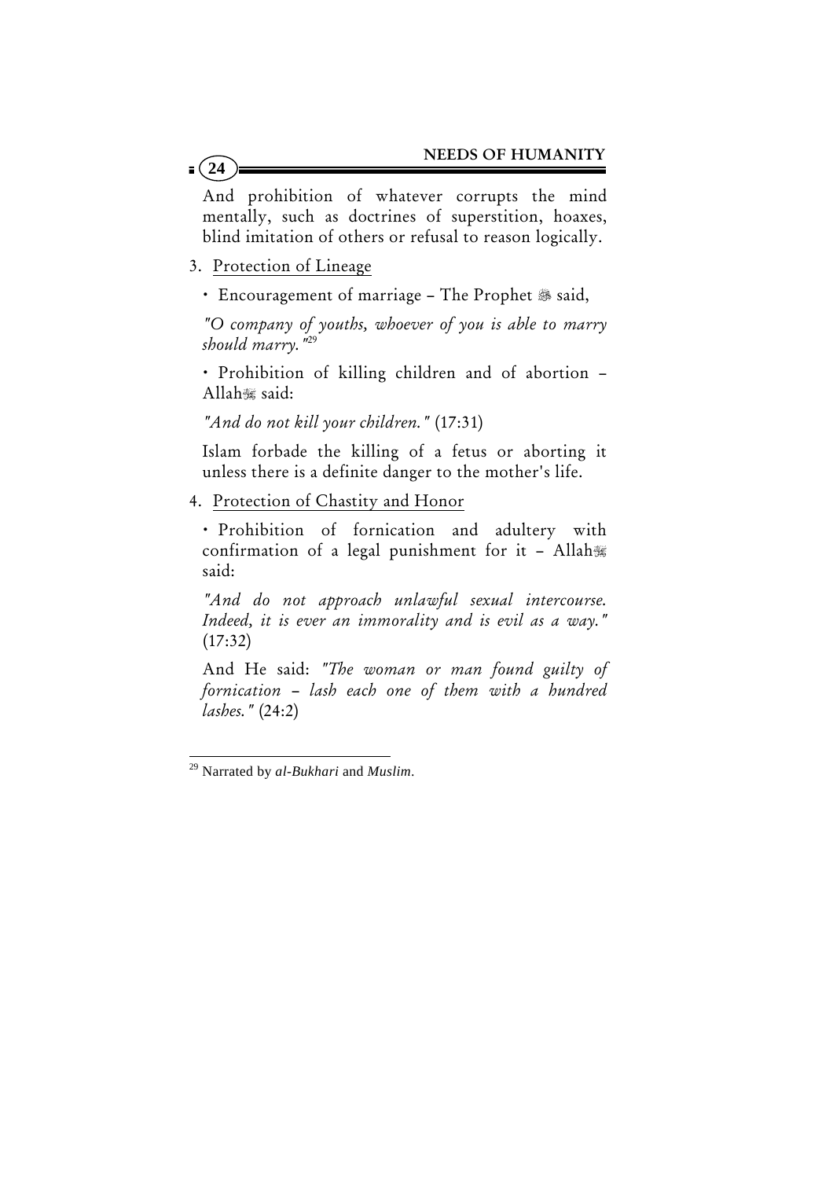And prohibition of whatever corrupts the mind mentally, such as doctrines of superstition, hoaxes, blind imitation of others or refusal to reason logically.

3. <u>Protection of Lineage</u>

   • Encouragement of marriage – The Prophet ﷺ said,

   *"O company of youths, whoever of you is able to marry should marry."*[29]

   • Prohibition of killing children and of abortion – Allah ﷻ said:

   *"And do not kill your children."* (17:31)

   Islam forbade the killing of a fetus or aborting it unless there is a definite danger to the mother's life.

4. <u>Protection of Chastity and Honor</u>

   • Prohibition of fornication and adultery with confirmation of a legal punishment for it – Allah ﷻ said:

   *"And do not approach unlawful sexual intercourse. Indeed, it is ever an immorality and is evil as a way."* (17:32)

   And He said: *"The woman or man found guilty of fornication – lash each one of them with a hundred lashes."* (24:2)

---

[29] Narrated by *al-Bukhari* and *Muslim*.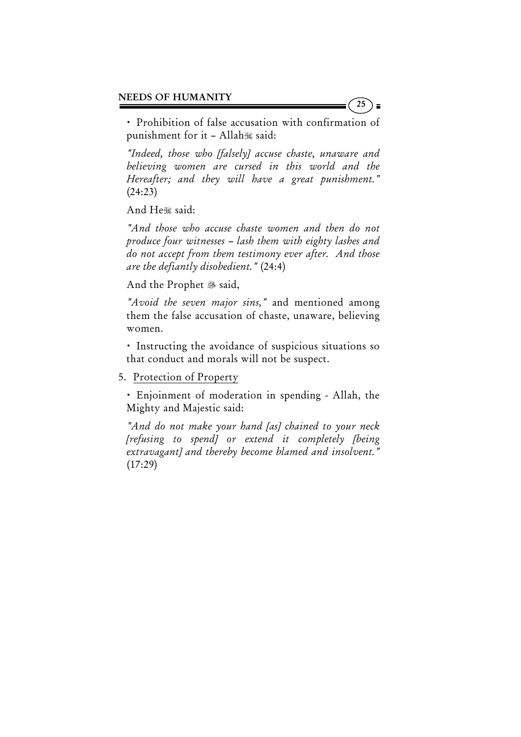• Prohibition of false accusation with confirmation of punishment for it – Allah ﷻ said:

*"Indeed, those who [falsely] accuse chaste, unaware and believing women are cursed in this world and the Hereafter; and they will have a great punishment."* (24:23)

And He ﷻ said:

*"And those who accuse chaste women and then do not produce four witnesses – lash them with eighty lashes and do not accept from them testimony ever after. And those are the defiantly disobedient."* (24:4)

And the Prophet ﷺ said,

*"Avoid the seven major sins,"* and mentioned among them the false accusation of chaste, unaware, believing women.

• Instructing the avoidance of suspicious situations so that conduct and morals will not be suspect.

5. Protection of Property

   • Enjoinment of moderation in spending - Allah, the Mighty and Majestic said:

   *"And do not make your hand [as] chained to your neck [refusing to spend] or extend it completely [being extravagant] and thereby become blamed and insolvent."* (17:29)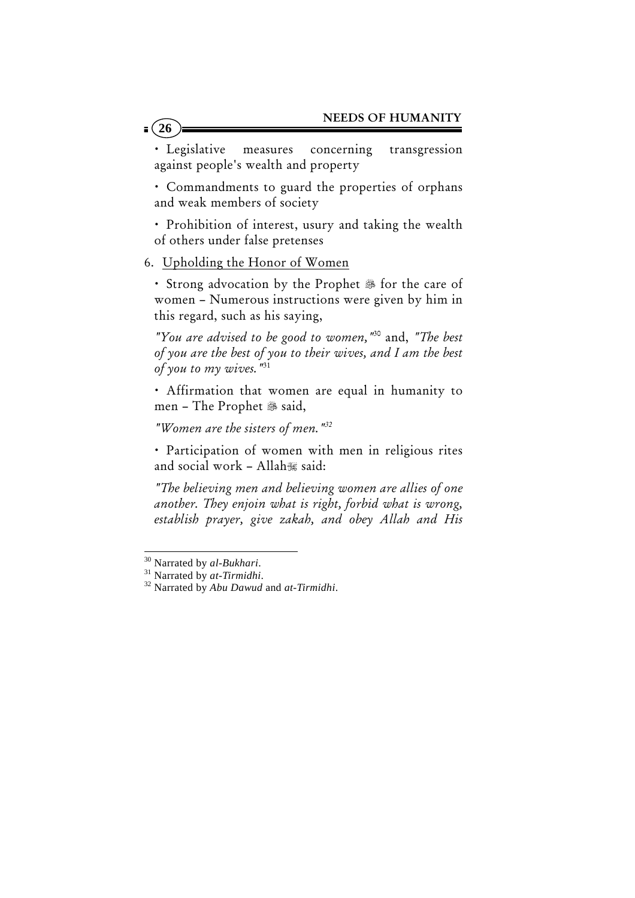• Legislative measures concerning transgression against people's wealth and property

• Commandments to guard the properties of orphans and weak members of society

• Prohibition of interest, usury and taking the wealth of others under false pretenses

6. Upholding the Honor of Women

• Strong advocation by the Prophet ﷺ for the care of women – Numerous instructions were given by him in this regard, such as his saying,

*"You are advised to be good to women,"*[30] and, *"The best of you are the best of you to their wives, and I am the best of you to my wives."*[31]

• Affirmation that women are equal in humanity to men – The Prophet ﷺ said,

*"Women are the sisters of men."*[32]

• Participation of women with men in religious rites and social work – Allah ﷻ said:

*"The believing men and believing women are allies of one another. They enjoin what is right, forbid what is wrong, establish prayer, give zakah, and obey Allah and His*

---

[30] Narrated by *al-Bukhari*.

[31] Narrated by *at-Tirmidhi*.

[32] Narrated by *Abu Dawud* and *at-Tirmidhi*.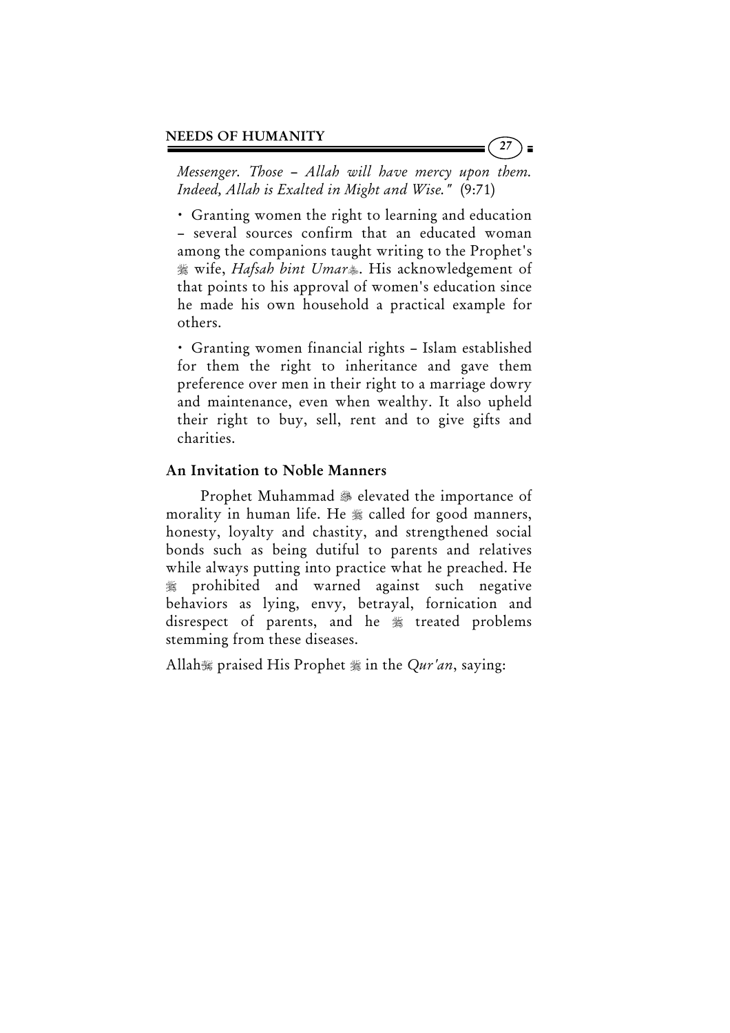*Messenger. Those – Allah will have mercy upon them. Indeed, Allah is Exalted in Might and Wise."* (9:71)

- Granting women the right to learning and education – several sources confirm that an educated woman among the companions taught writing to the Prophet's ﷺ wife, *Hafsah bint Umar*. His acknowledgement of that points to his approval of women's education since he made his own household a practical example for others.

- Granting women financial rights – Islam established for them the right to inheritance and gave them preference over men in their right to a marriage dowry and maintenance, even when wealthy. It also upheld their right to buy, sell, rent and to give gifts and charities.

### An Invitation to Noble Manners

Prophet Muhammad ﷺ elevated the importance of morality in human life. He ﷺ called for good manners, honesty, loyalty and chastity, and strengthened social bonds such as being dutiful to parents and relatives while always putting into practice what he preached. He ﷺ prohibited and warned against such negative behaviors as lying, envy, betrayal, fornication and disrespect of parents, and he ﷺ treated problems stemming from these diseases.

Allah praised His Prophet ﷺ in the *Qur'an*, saying: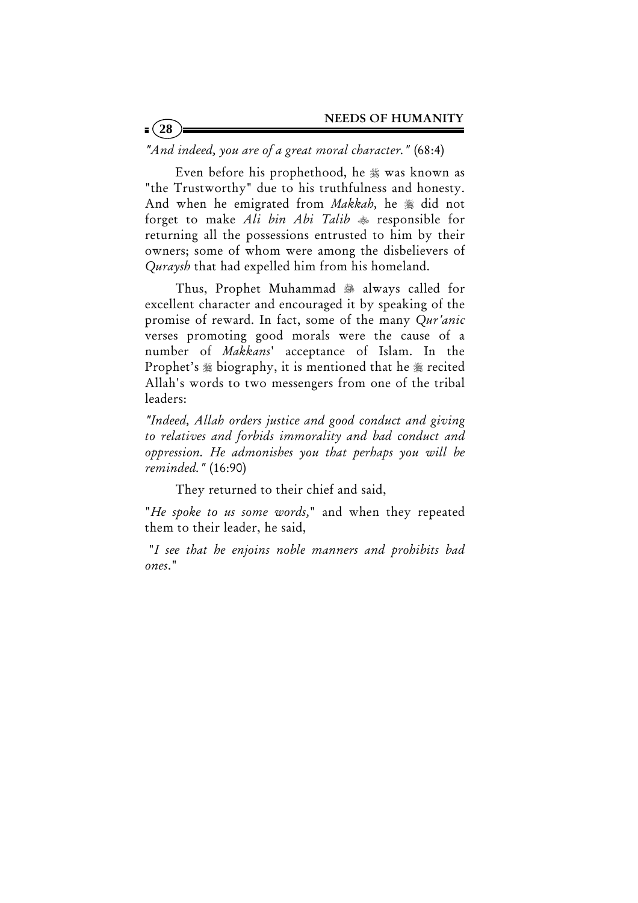*"And indeed, you are of a great moral character."* (68:4)

Even before his prophethood, he ﷺ was known as "the Trustworthy" due to his truthfulness and honesty. And when he emigrated from *Makkah,* he ﷺ did not forget to make *Ali bin Abi Talib* ؓ responsible for returning all the possessions entrusted to him by their owners; some of whom were among the disbelievers of *Quraysh* that had expelled him from his homeland.

Thus, Prophet Muhammad ﷺ always called for excellent character and encouraged it by speaking of the promise of reward. In fact, some of the many *Qur'anic* verses promoting good morals were the cause of a number of *Makkans*' acceptance of Islam. In the Prophet's ﷺ biography, it is mentioned that he ﷺ recited Allah's words to two messengers from one of the tribal leaders:

*"Indeed, Allah orders justice and good conduct and giving to relatives and forbids immorality and bad conduct and oppression. He admonishes you that perhaps you will be reminded."* (16:90)

They returned to their chief and said,

"*He spoke to us some words,*" and when they repeated them to their leader, he said,

"*I see that he enjoins noble manners and prohibits bad ones.*"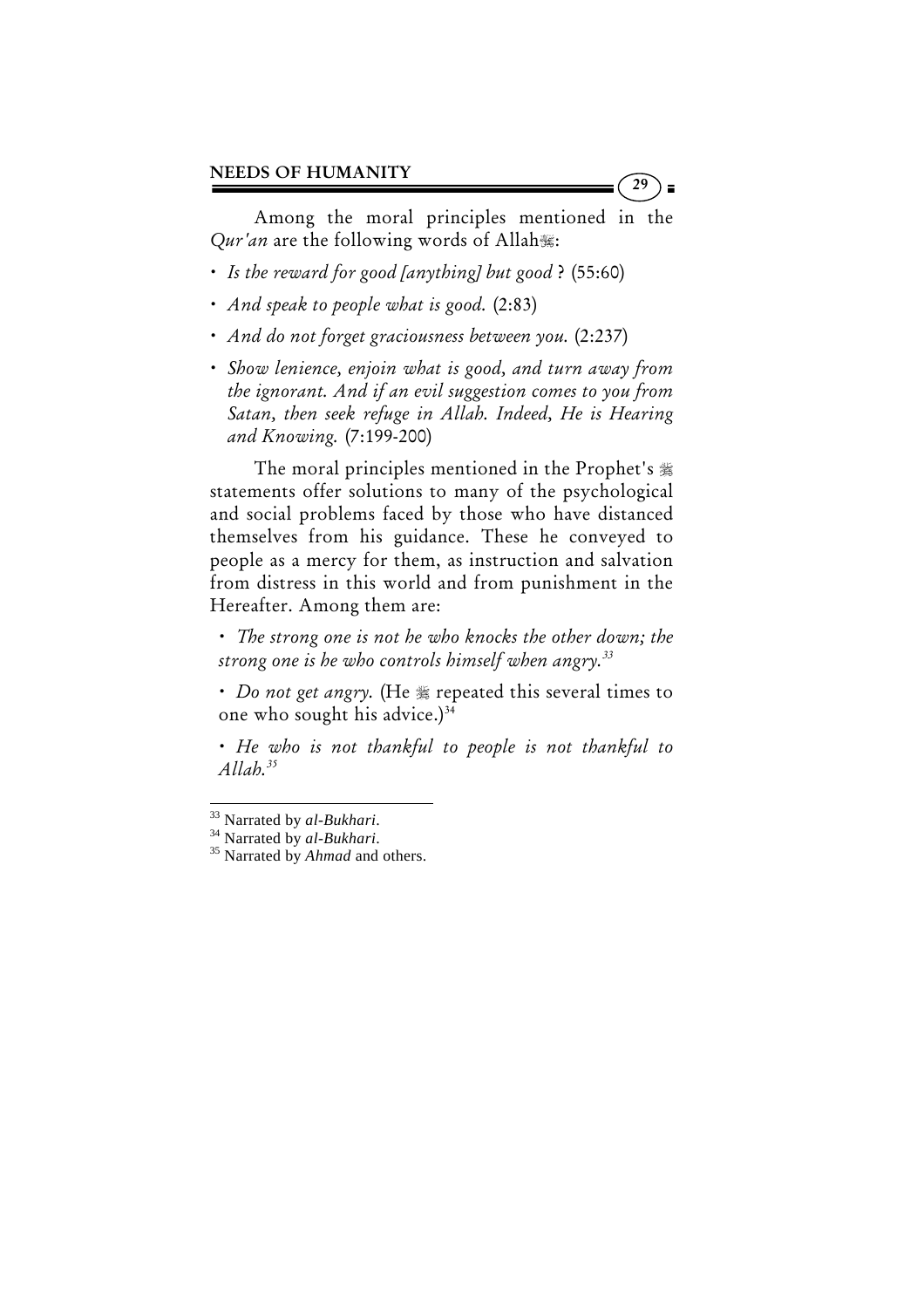Among the moral principles mentioned in the *Qur'an* are the following words of Allah ﷻ:

- *Is the reward for good [anything] but good* ? (55:60)
- *And speak to people what is good.* (2:83)
- *And do not forget graciousness between you.* (2:237)
- *Show lenience, enjoin what is good, and turn away from the ignorant. And if an evil suggestion comes to you from Satan, then seek refuge in Allah. Indeed, He is Hearing and Knowing.* (7:199-200)

The moral principles mentioned in the Prophet's ﷺ statements offer solutions to many of the psychological and social problems faced by those who have distanced themselves from his guidance. These he conveyed to people as a mercy for them, as instruction and salvation from distress in this world and from punishment in the Hereafter. Among them are:

- *The strong one is not he who knocks the other down; the strong one is he who controls himself when angry.*[33]
- *Do not get angry.* (He ﷺ repeated this several times to one who sought his advice.)[34]
- *He who is not thankful to people is not thankful to Allah.*[35]

---

[33] Narrated by *al-Bukhari*.

[34] Narrated by *al-Bukhari*.

[35] Narrated by *Ahmad* and others.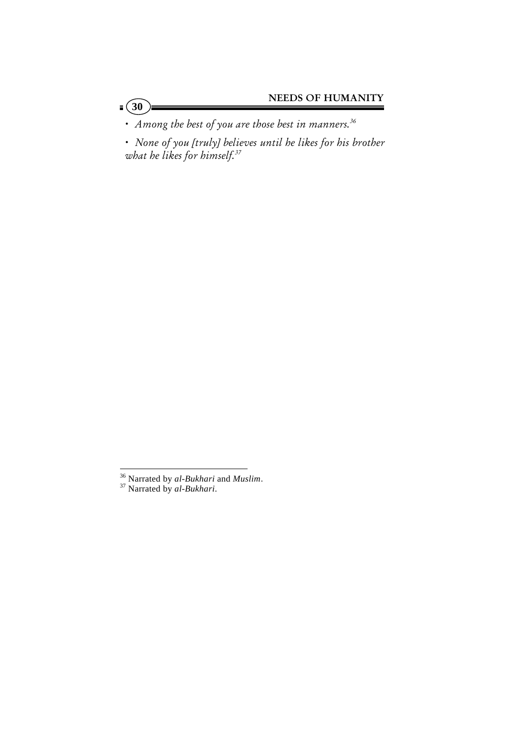- *Among the best of you are those best in manners.*[36]

- *None of you [truly] believes until he likes for his brother what he likes for himself.*[37]

---

[36] Narrated by *al-Bukhari* and *Muslim*.

[37] Narrated by *al-Bukhari*.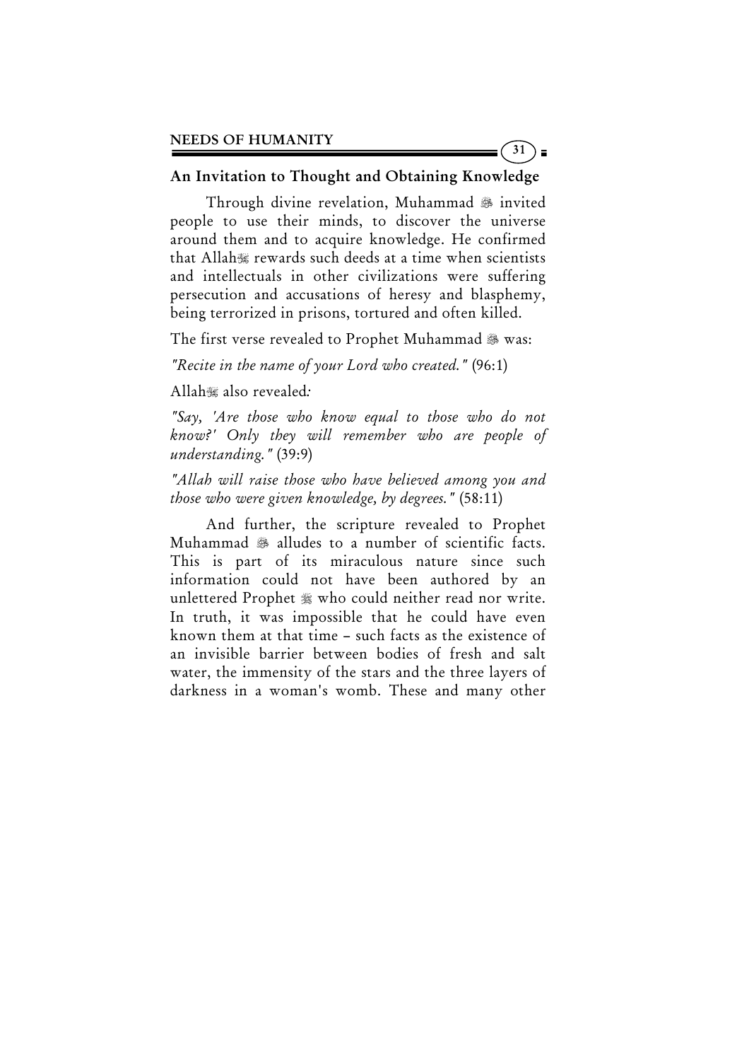## An Invitation to Thought and Obtaining Knowledge

Through divine revelation, Muhammad ﷺ invited people to use their minds, to discover the universe around them and to acquire knowledge. He confirmed that Allah ﷻ rewards such deeds at a time when scientists and intellectuals in other civilizations were suffering persecution and accusations of heresy and blasphemy, being terrorized in prisons, tortured and often killed.

The first verse revealed to Prophet Muhammad ﷺ was:

*"Recite in the name of your Lord who created."* (96:1)

Allah ﷻ also revealed*:*

*"Say, 'Are those who know equal to those who do not know?' Only they will remember who are people of understanding."* (39:9)

*"Allah will raise those who have believed among you and those who were given knowledge, by degrees."* (58:11)

And further, the scripture revealed to Prophet Muhammad ﷺ alludes to a number of scientific facts. This is part of its miraculous nature since such information could not have been authored by an unlettered Prophet ﷺ who could neither read nor write. In truth, it was impossible that he could have even known them at that time – such facts as the existence of an invisible barrier between bodies of fresh and salt water, the immensity of the stars and the three layers of darkness in a woman's womb. These and many other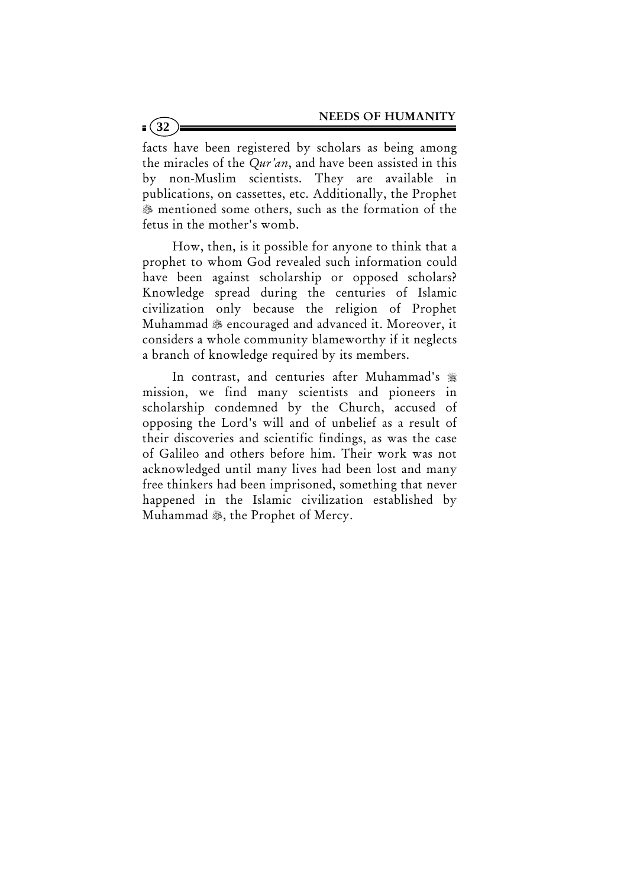facts have been registered by scholars as being among the miracles of the *Qur'an*, and have been assisted in this by non-Muslim scientists. They are available in publications, on cassettes, etc. Additionally, the Prophet ﷺ mentioned some others, such as the formation of the fetus in the mother's womb.

How, then, is it possible for anyone to think that a prophet to whom God revealed such information could have been against scholarship or opposed scholars? Knowledge spread during the centuries of Islamic civilization only because the religion of Prophet Muhammad ﷺ encouraged and advanced it. Moreover, it considers a whole community blameworthy if it neglects a branch of knowledge required by its members.

In contrast, and centuries after Muhammad's ﷺ mission, we find many scientists and pioneers in scholarship condemned by the Church, accused of opposing the Lord's will and of unbelief as a result of their discoveries and scientific findings, as was the case of Galileo and others before him. Their work was not acknowledged until many lives had been lost and many free thinkers had been imprisoned, something that never happened in the Islamic civilization established by Muhammad ﷺ, the Prophet of Mercy.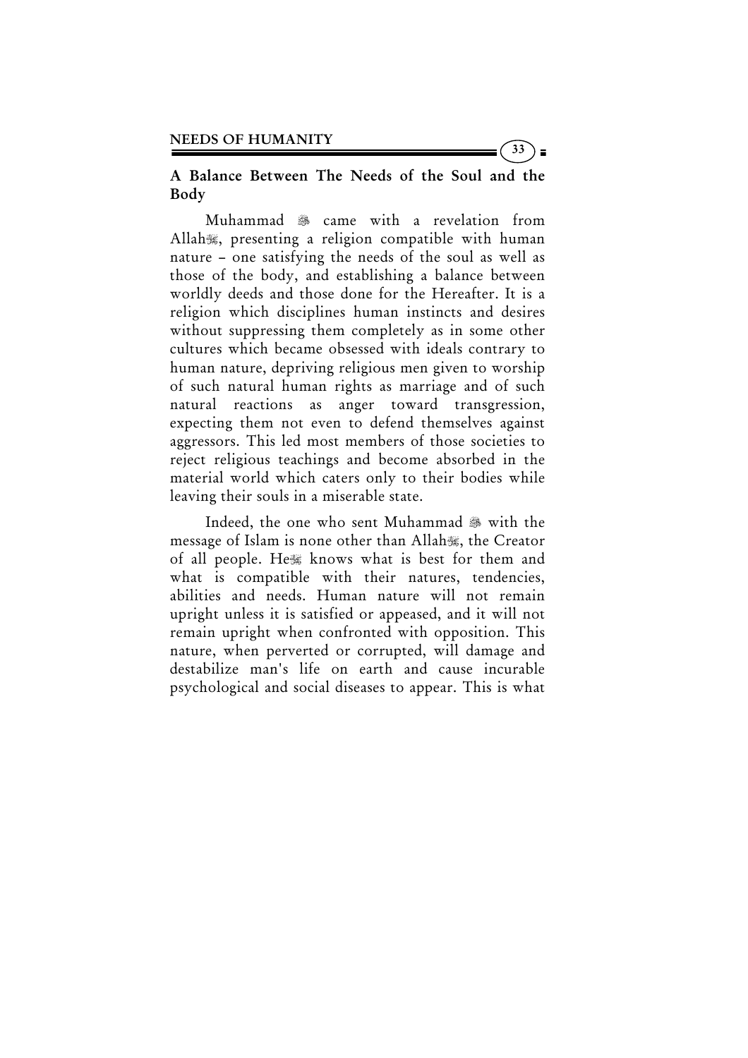## A Balance Between The Needs of the Soul and the Body

Muhammad ﷺ came with a revelation from Allahﷻ, presenting a religion compatible with human nature – one satisfying the needs of the soul as well as those of the body, and establishing a balance between worldly deeds and those done for the Hereafter. It is a religion which disciplines human instincts and desires without suppressing them completely as in some other cultures which became obsessed with ideals contrary to human nature, depriving religious men given to worship of such natural human rights as marriage and of such natural reactions as anger toward transgression, expecting them not even to defend themselves against aggressors. This led most members of those societies to reject religious teachings and become absorbed in the material world which caters only to their bodies while leaving their souls in a miserable state.

Indeed, the one who sent Muhammad ﷺ with the message of Islam is none other than Allahﷻ, the Creator of all people. Heﷻ knows what is best for them and what is compatible with their natures, tendencies, abilities and needs. Human nature will not remain upright unless it is satisfied or appeased, and it will not remain upright when confronted with opposition. This nature, when perverted or corrupted, will damage and destabilize man's life on earth and cause incurable psychological and social diseases to appear. This is what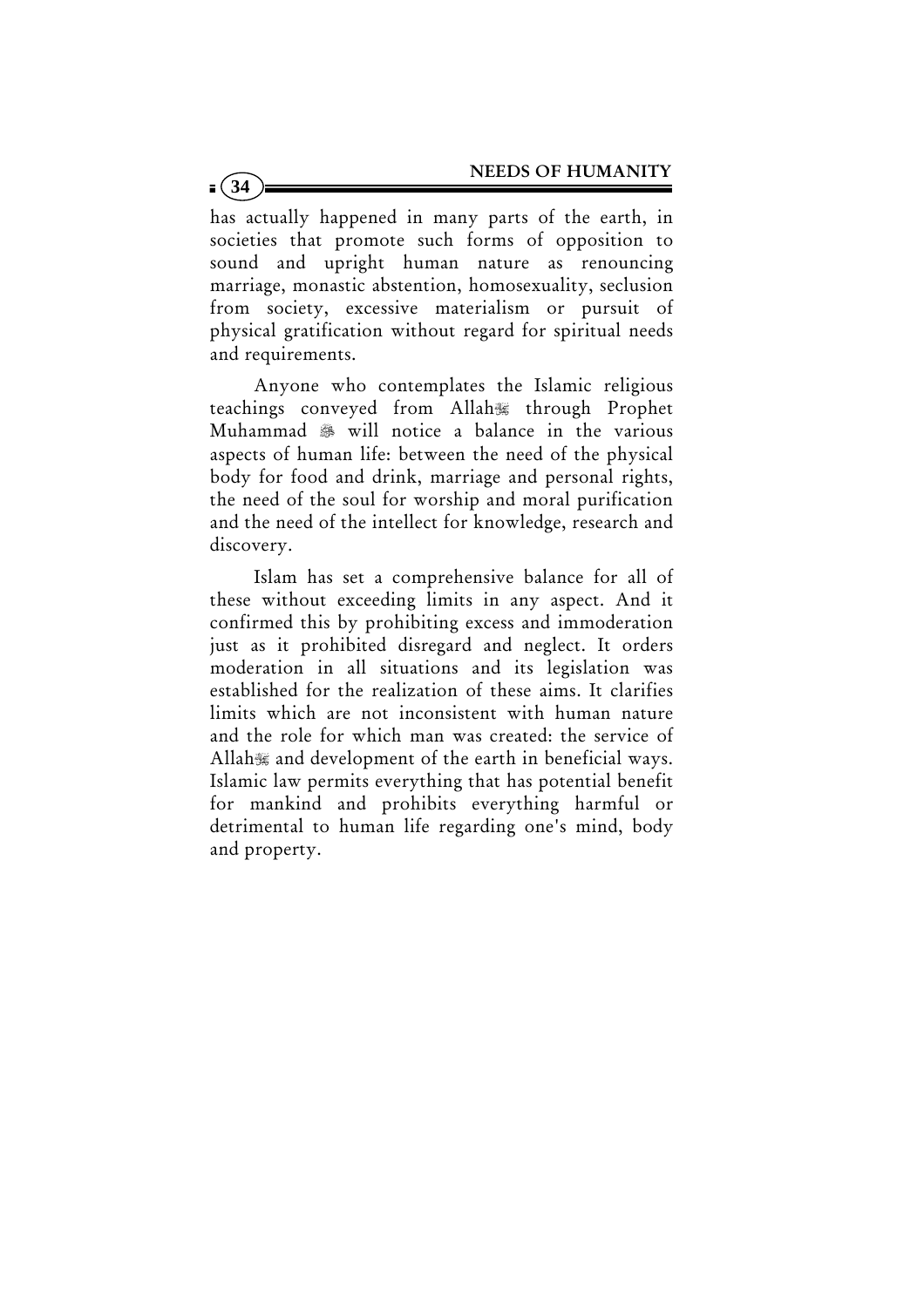has actually happened in many parts of the earth, in societies that promote such forms of opposition to sound and upright human nature as renouncing marriage, monastic abstention, homosexuality, seclusion from society, excessive materialism or pursuit of physical gratification without regard for spiritual needs and requirements.

Anyone who contemplates the Islamic religious teachings conveyed from Allah ﷻ through Prophet Muhammad ﷺ will notice a balance in the various aspects of human life: between the need of the physical body for food and drink, marriage and personal rights, the need of the soul for worship and moral purification and the need of the intellect for knowledge, research and discovery.

Islam has set a comprehensive balance for all of these without exceeding limits in any aspect. And it confirmed this by prohibiting excess and immoderation just as it prohibited disregard and neglect. It orders moderation in all situations and its legislation was established for the realization of these aims. It clarifies limits which are not inconsistent with human nature and the role for which man was created: the service of Allah ﷻ and development of the earth in beneficial ways. Islamic law permits everything that has potential benefit for mankind and prohibits everything harmful or detrimental to human life regarding one's mind, body and property.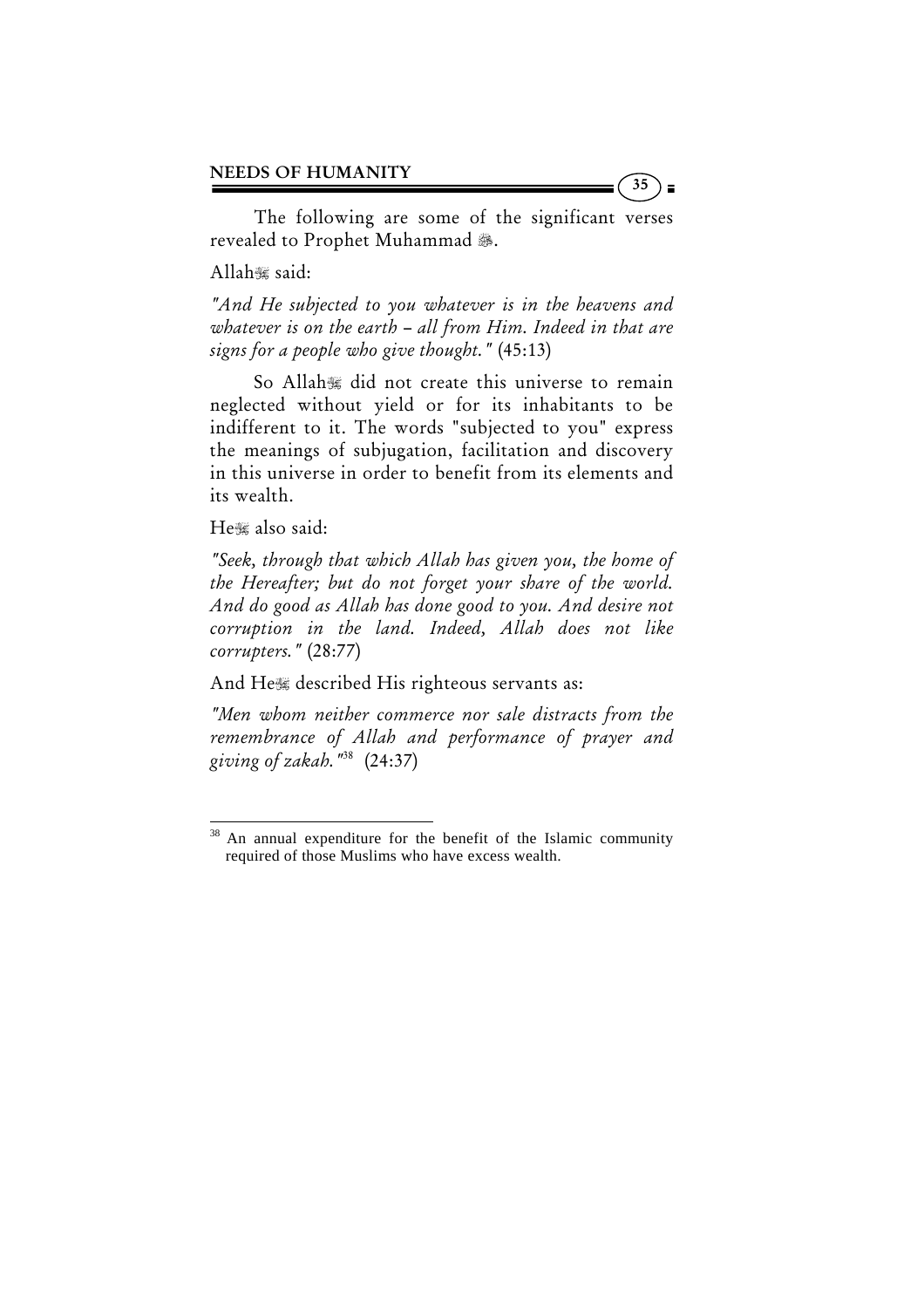The following are some of the significant verses revealed to Prophet Muhammad ﷺ.

Allah said:

*"And He subjected to you whatever is in the heavens and whatever is on the earth – all from Him. Indeed in that are signs for a people who give thought."* (45:13)

So Allah did not create this universe to remain neglected without yield or for its inhabitants to be indifferent to it. The words "subjected to you" express the meanings of subjugation, facilitation and discovery in this universe in order to benefit from its elements and its wealth.

He also said:

*"Seek, through that which Allah has given you, the home of the Hereafter; but do not forget your share of the world. And do good as Allah has done good to you. And desire not corruption in the land. Indeed, Allah does not like corrupters."* (28:77)

And He described His righteous servants as:

*"Men whom neither commerce nor sale distracts from the remembrance of Allah and performance of prayer and giving of zakah."*[38] (24:37)

---

[38] An annual expenditure for the benefit of the Islamic community required of those Muslims who have excess wealth.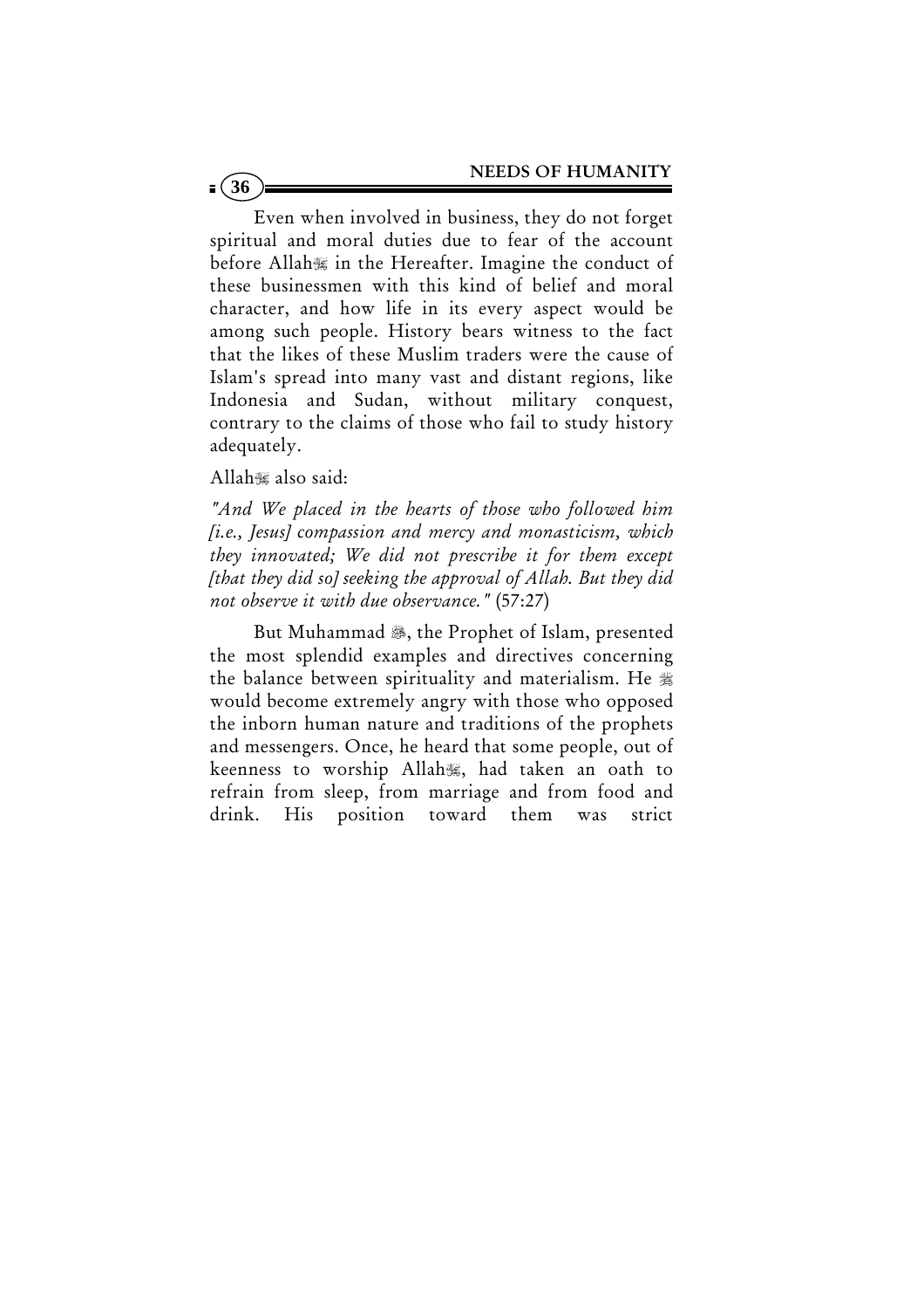Even when involved in business, they do not forget spiritual and moral duties due to fear of the account before Allah ﷻ in the Hereafter. Imagine the conduct of these businessmen with this kind of belief and moral character, and how life in its every aspect would be among such people. History bears witness to the fact that the likes of these Muslim traders were the cause of Islam's spread into many vast and distant regions, like Indonesia and Sudan, without military conquest, contrary to the claims of those who fail to study history adequately.

Allah ﷻ also said:

*"And We placed in the hearts of those who followed him [i.e., Jesus] compassion and mercy and monasticism, which they innovated; We did not prescribe it for them except [that they did so] seeking the approval of Allah. But they did not observe it with due observance."* (57:27)

But Muhammad ﷺ, the Prophet of Islam, presented the most splendid examples and directives concerning the balance between spirituality and materialism. He ﷺ would become extremely angry with those who opposed the inborn human nature and traditions of the prophets and messengers. Once, he heard that some people, out of keenness to worship Allah ﷻ, had taken an oath to refrain from sleep, from marriage and from food and drink. His position toward them was strict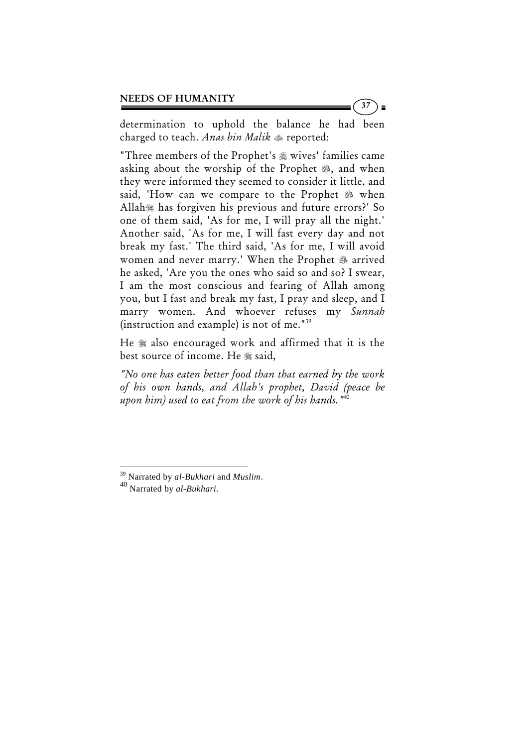determination to uphold the balance he had been charged to teach. *Anas bin Malik* ﷺ reported:

"Three members of the Prophet's ﷺ wives' families came asking about the worship of the Prophet ﷺ, and when they were informed they seemed to consider it little, and said, 'How can we compare to the Prophet ﷺ when Allah ﷻ has forgiven his previous and future errors?' So one of them said, 'As for me, I will pray all the night.' Another said, 'As for me, I will fast every day and not break my fast.' The third said, 'As for me, I will avoid women and never marry.' When the Prophet ﷺ arrived he asked, 'Are you the ones who said so and so? I swear, I am the most conscious and fearing of Allah among you, but I fast and break my fast, I pray and sleep, and I marry women. And whoever refuses my *Sunnah* (instruction and example) is not of me."[39]

He ﷺ also encouraged work and affirmed that it is the best source of income. He ﷺ said,

*"No one has eaten better food than that earned by the work of his own hands, and Allah's prophet, David (peace be upon him) used to eat from the work of his hands."*[40]

---

[39] Narrated by *al-Bukhari* and *Muslim*.

[40] Narrated by *al-Bukhari*.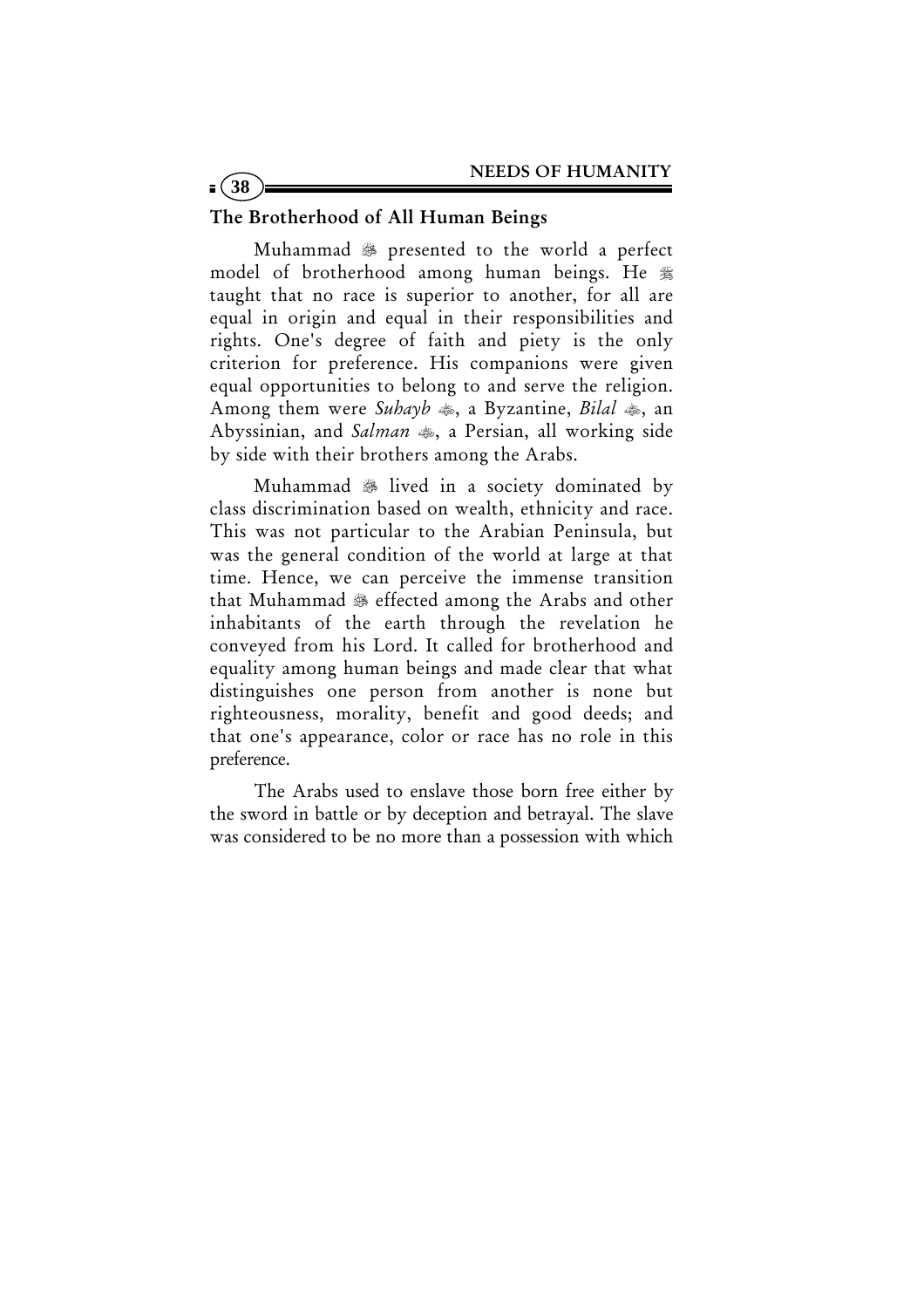## The Brotherhood of All Human Beings

Muhammad ﷺ presented to the world a perfect model of brotherhood among human beings. He ﷺ taught that no race is superior to another, for all are equal in origin and equal in their responsibilities and rights. One's degree of faith and piety is the only criterion for preference. His companions were given equal opportunities to belong to and serve the religion. Among them were *Suhayb* ﷛, a Byzantine, *Bilal* ﷛, an Abyssinian, and *Salman* ﷛, a Persian, all working side by side with their brothers among the Arabs.

Muhammad ﷺ lived in a society dominated by class discrimination based on wealth, ethnicity and race. This was not particular to the Arabian Peninsula, but was the general condition of the world at large at that time. Hence, we can perceive the immense transition that Muhammad ﷺ effected among the Arabs and other inhabitants of the earth through the revelation he conveyed from his Lord. It called for brotherhood and equality among human beings and made clear that what distinguishes one person from another is none but righteousness, morality, benefit and good deeds; and that one's appearance, color or race has no role in this preference.

The Arabs used to enslave those born free either by the sword in battle or by deception and betrayal. The slave was considered to be no more than a possession with which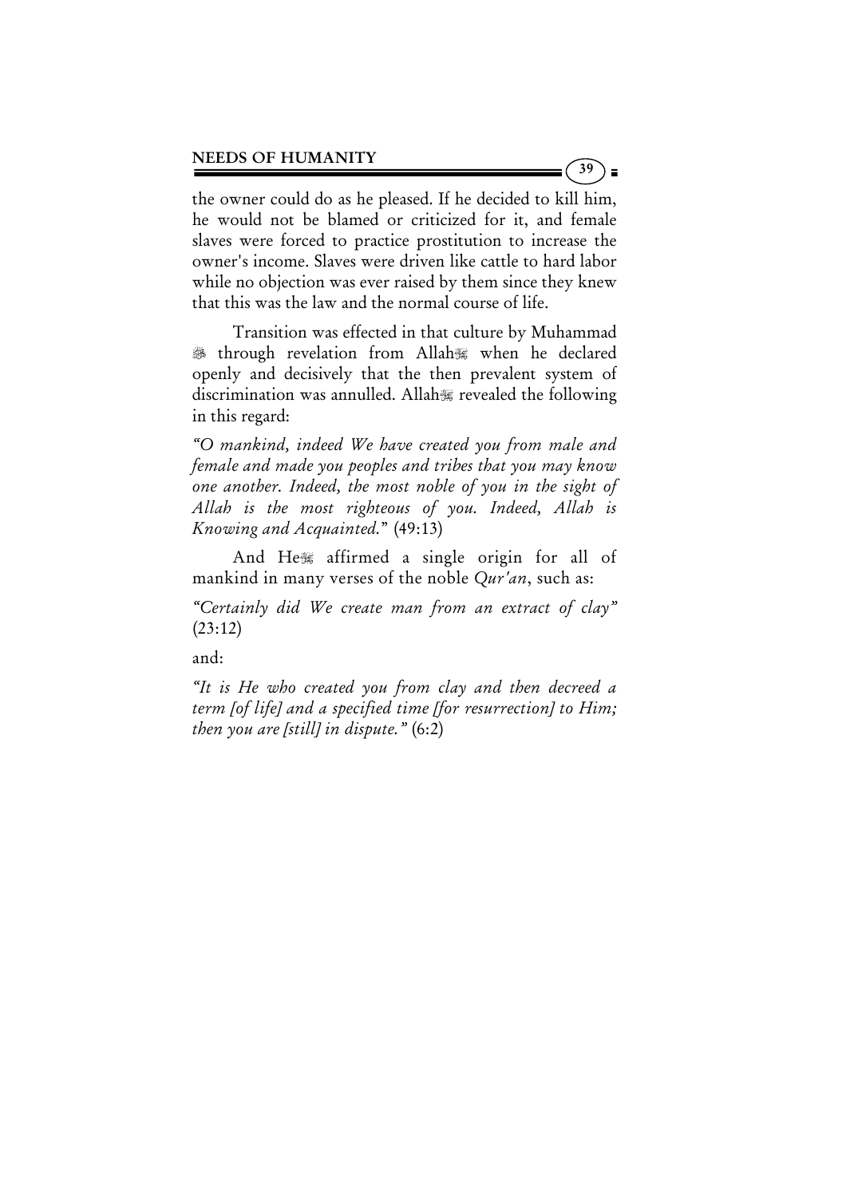the owner could do as he pleased. If he decided to kill him, he would not be blamed or criticized for it, and female slaves were forced to practice prostitution to increase the owner's income. Slaves were driven like cattle to hard labor while no objection was ever raised by them since they knew that this was the law and the normal course of life.

Transition was effected in that culture by Muhammad ﷺ through revelation from Allah ﷻ when he declared openly and decisively that the then prevalent system of discrimination was annulled. Allah ﷻ revealed the following in this regard:

*"O mankind, indeed We have created you from male and female and made you peoples and tribes that you may know one another. Indeed, the most noble of you in the sight of Allah is the most righteous of you. Indeed, Allah is Knowing and Acquainted."* (49:13)

And He ﷻ affirmed a single origin for all of mankind in many verses of the noble *Qur'an*, such as:

*"Certainly did We create man from an extract of clay"* (23:12)

and:

*"It is He who created you from clay and then decreed a term [of life] and a specified time [for resurrection] to Him; then you are [still] in dispute."* (6:2)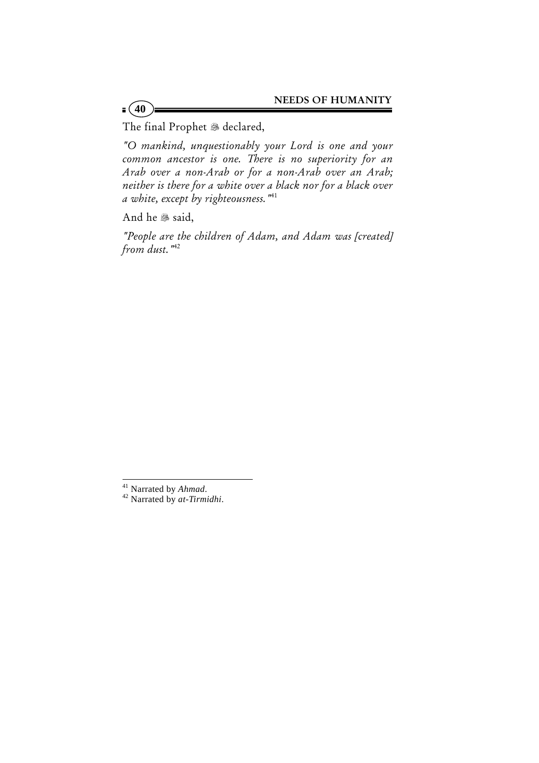The final Prophet ﷺ declared,

*"O mankind, unquestionably your Lord is one and your common ancestor is one. There is no superiority for an Arab over a non-Arab or for a non-Arab over an Arab; neither is there for a white over a black nor for a black over a white, except by righteousness."*[41]

And he ﷺ said,

*"People are the children of Adam, and Adam was [created] from dust."*[42]

---

[41] Narrated by *Ahmad*.

[42] Narrated by *at-Tirmidhi*.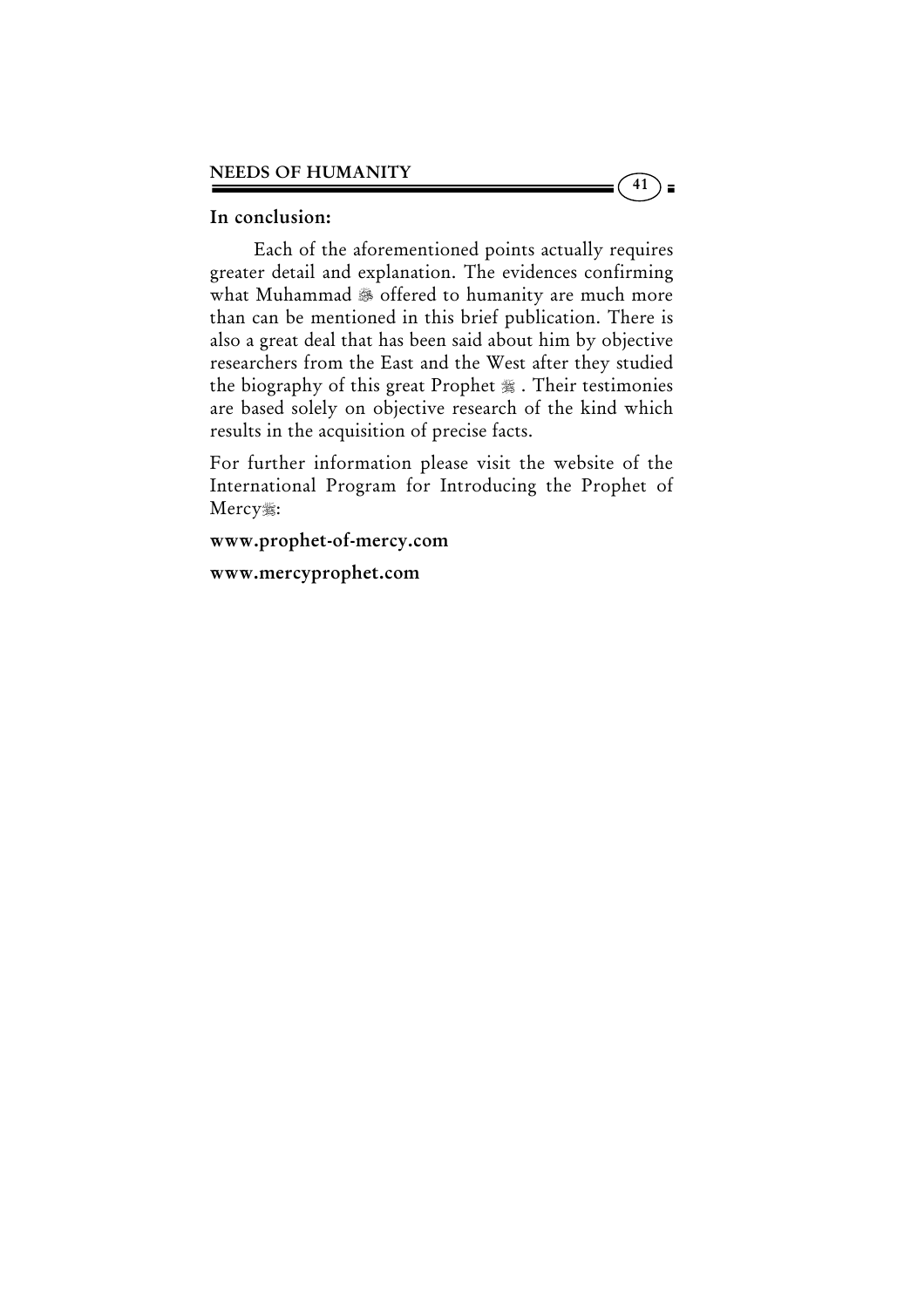**In conclusion:**

Each of the aforementioned points actually requires greater detail and explanation. The evidences confirming what Muhammad ﷺ offered to humanity are much more than can be mentioned in this brief publication. There is also a great deal that has been said about him by objective researchers from the East and the West after they studied the biography of this great Prophet ﷺ. Their testimonies are based solely on objective research of the kind which results in the acquisition of precise facts.

For further information please visit the website of the International Program for Introducing the Prophet of Mercy ﷺ:

**www.prophet-of-mercy.com**

**www.mercyprophet.com**